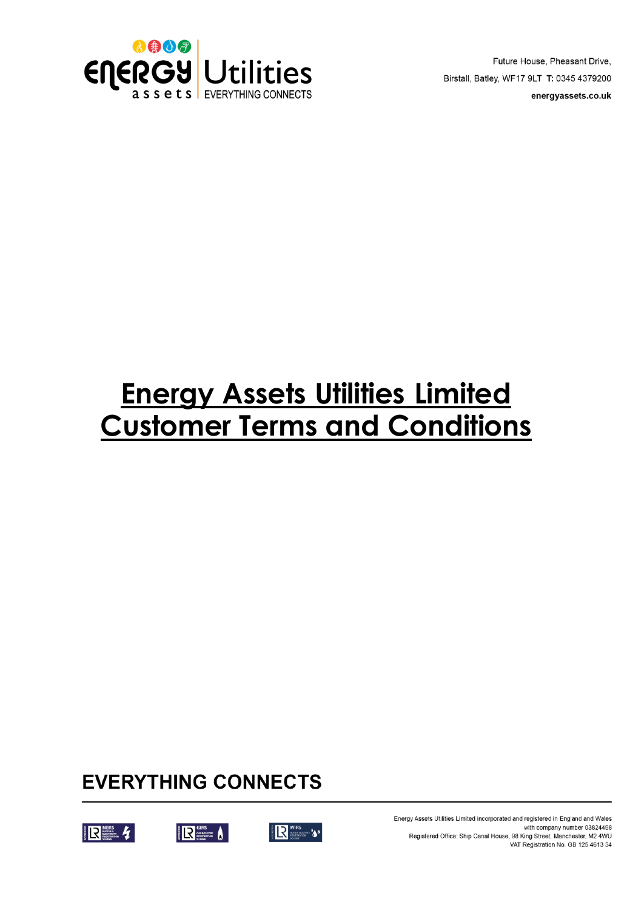Future House, Pheasant Drive,
Birstall, Batley, WF17 9LT **T:** 0345 4379200
**energyassets.co.uk**

# Energy Assets Utilities Limited Customer Terms and Conditions

## EVERYTHING CONNECTS

Energy Assets Utilities Limited incorporated and registered in England and Wales
with company number 03824498
Registered Office: Ship Canal House, 98 King Street, Manchester, M2 4WU
VAT Registration No. GB 125 4613 34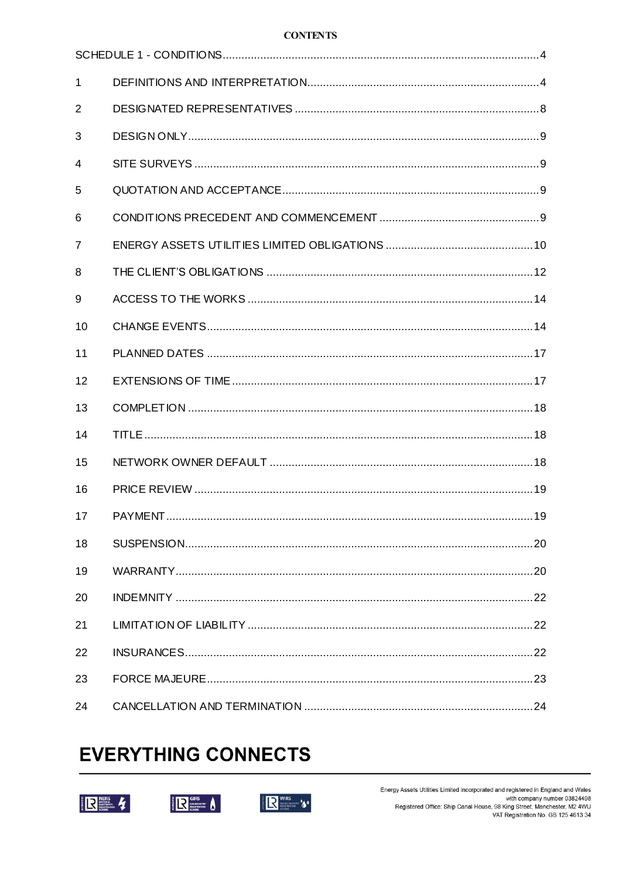**CONTENTS**

SCHEDULE 1 - CONDITIONS ........................................................ 4

1 DEFINITIONS AND INTERPRETATION ........................................................ 4

2 DESIGNATED REPRESENTATIVES ........................................................ 8

3 DESIGN ONLY ........................................................ 9

4 SITE SURVEYS ........................................................ 9

5 QUOTATION AND ACCEPTANCE ........................................................ 9

6 CONDITIONS PRECEDENT AND COMMENCEMENT ........................................................ 9

7 ENERGY ASSETS UTILITIES LIMITED OBLIGATIONS ........................................................ 10

8 THE CLIENT'S OBLIGATIONS ........................................................ 12

9 ACCESS TO THE WORKS ........................................................ 14

10 CHANGE EVENTS ........................................................ 14

11 PLANNED DATES ........................................................ 17

12 EXTENSIONS OF TIME ........................................................ 17

13 COMPLETION ........................................................ 18

14 TITLE ........................................................ 18

15 NETWORK OWNER DEFAULT ........................................................ 18

16 PRICE REVIEW ........................................................ 19

17 PAYMENT ........................................................ 19

18 SUSPENSION ........................................................ 20

19 WARRANTY ........................................................ 20

20 INDEMNITY ........................................................ 22

21 LIMITATION OF LIABILITY ........................................................ 22

22 INSURANCES ........................................................ 22

23 FORCE MAJEURE ........................................................ 23

24 CANCELLATION AND TERMINATION ........................................................ 24

**EVERYTHING CONNECTS**

Energy Assets Utilities Limited incorporated and registered in England and Wales with company number 03824498
Registered Office: Ship Canal House, 98 King Street, Manchester, M2 4WU
VAT Registration No. GB 125 4613 34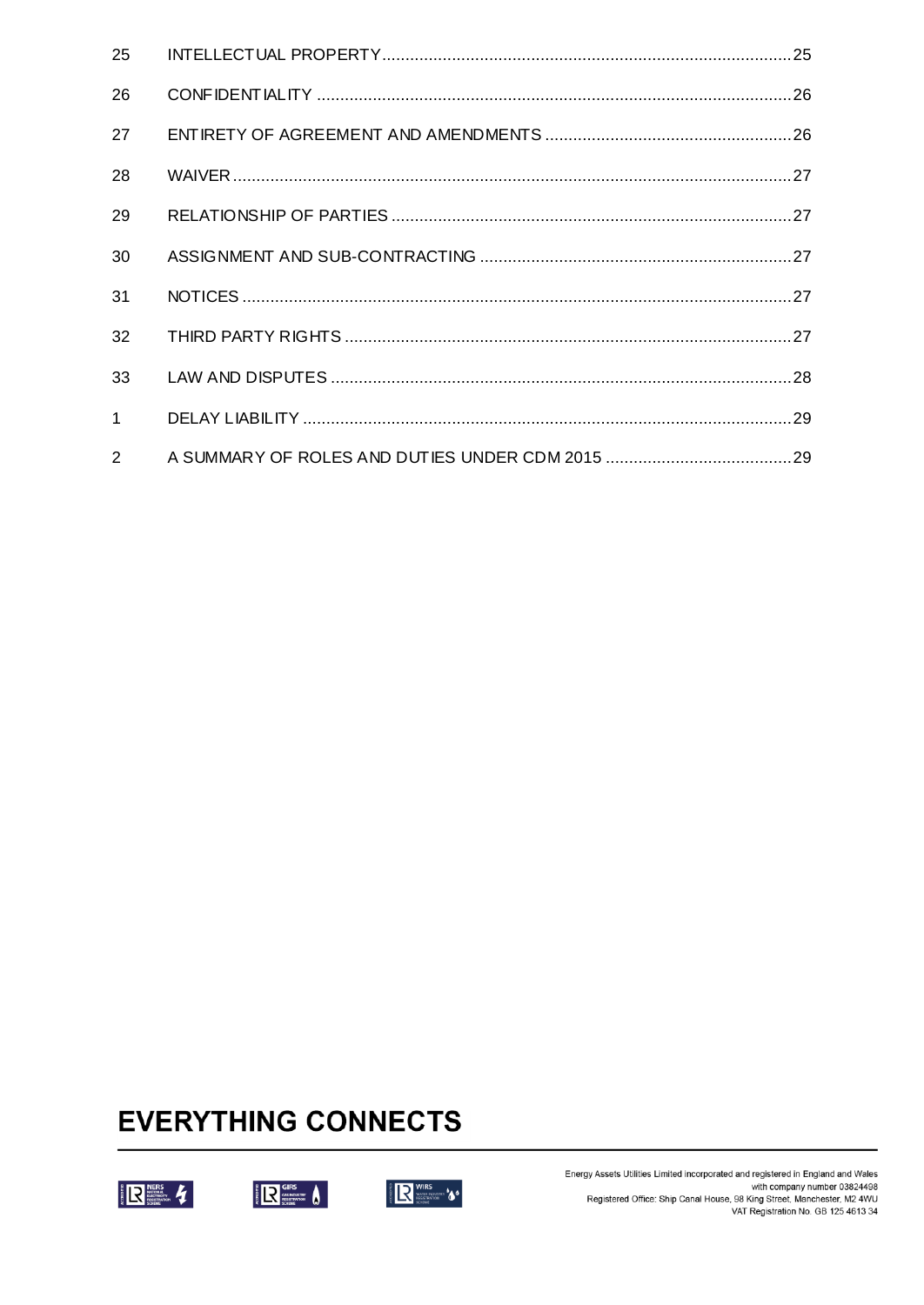| | | |
|---|---|---|
| 25 | INTELLECTUAL PROPERTY | 25 |
| 26 | CONFIDENTIALITY | 26 |
| 27 | ENTIRETY OF AGREEMENT AND AMENDMENTS | 26 |
| 28 | WAIVER | 27 |
| 29 | RELATIONSHIP OF PARTIES | 27 |
| 30 | ASSIGNMENT AND SUB-CONTRACTING | 27 |
| 31 | NOTICES | 27 |
| 32 | THIRD PARTY RIGHTS | 27 |
| 33 | LAW AND DISPUTES | 28 |
| 1 | DELAY LIABILITY | 29 |
| 2 | A SUMMARY OF ROLES AND DUTIES UNDER CDM 2015 | 29 |

**EVERYTHING CONNECTS**

Energy Assets Utilities Limited incorporated and registered in England and Wales with company number 03824498
Registered Office: Ship Canal House, 98 King Street, Manchester, M2 4WU
VAT Registration No. GB 125 4613 34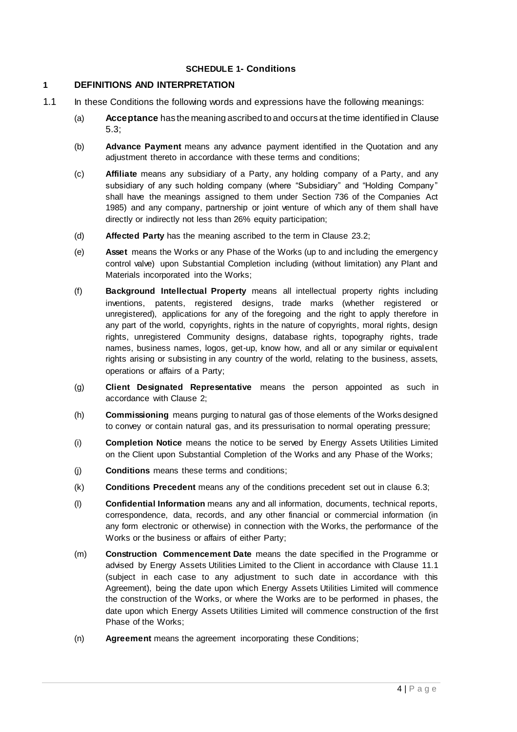**SCHEDULE 1- Conditions**

## 1 DEFINITIONS AND INTERPRETATION

1.1 In these Conditions the following words and expressions have the following meanings:

(a) **Acceptance** has the meaning ascribed to and occurs at the time identified in Clause 5.3;

(b) **Advance Payment** means any advance payment identified in the Quotation and any adjustment thereto in accordance with these terms and conditions;

(c) **Affiliate** means any subsidiary of a Party, any holding company of a Party, and any subsidiary of any such holding company (where "Subsidiary" and "Holding Company" shall have the meanings assigned to them under Section 736 of the Companies Act 1985) and any company, partnership or joint venture of which any of them shall have directly or indirectly not less than 26% equity participation;

(d) **Affected Party** has the meaning ascribed to the term in Clause 23.2;

(e) **Asset** means the Works or any Phase of the Works (up to and including the emergency control valve) upon Substantial Completion including (without limitation) any Plant and Materials incorporated into the Works;

(f) **Background Intellectual Property** means all intellectual property rights including inventions, patents, registered designs, trade marks (whether registered or unregistered), applications for any of the foregoing and the right to apply therefore in any part of the world, copyrights, rights in the nature of copyrights, moral rights, design rights, unregistered Community designs, database rights, topography rights, trade names, business names, logos, get-up, know how, and all or any similar or equivalent rights arising or subsisting in any country of the world, relating to the business, assets, operations or affairs of a Party;

(g) **Client Designated Representative** means the person appointed as such in accordance with Clause 2;

(h) **Commissioning** means purging to natural gas of those elements of the Works designed to convey or contain natural gas, and its pressurisation to normal operating pressure;

(i) **Completion Notice** means the notice to be served by Energy Assets Utilities Limited on the Client upon Substantial Completion of the Works and any Phase of the Works;

(j) **Conditions** means these terms and conditions;

(k) **Conditions Precedent** means any of the conditions precedent set out in clause 6.3;

(l) **Confidential Information** means any and all information, documents, technical reports, correspondence, data, records, and any other financial or commercial information (in any form electronic or otherwise) in connection with the Works, the performance of the Works or the business or affairs of either Party;

(m) **Construction Commencement Date** means the date specified in the Programme or advised by Energy Assets Utilities Limited to the Client in accordance with Clause 11.1 (subject in each case to any adjustment to such date in accordance with this Agreement), being the date upon which Energy Assets Utilities Limited will commence the construction of the Works, or where the Works are to be performed in phases, the date upon which Energy Assets Utilities Limited will commence construction of the first Phase of the Works;

(n) **Agreement** means the agreement incorporating these Conditions;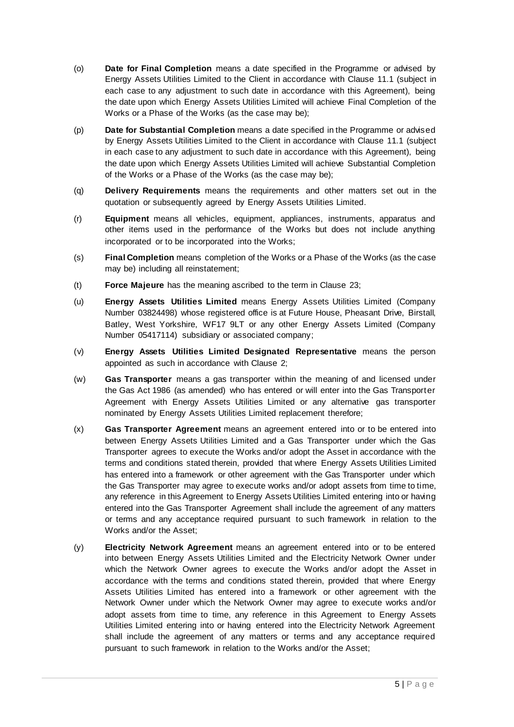(o) **Date for Final Completion** means a date specified in the Programme or advised by Energy Assets Utilities Limited to the Client in accordance with Clause 11.1 (subject in each case to any adjustment to such date in accordance with this Agreement), being the date upon which Energy Assets Utilities Limited will achieve Final Completion of the Works or a Phase of the Works (as the case may be);

(p) **Date for Substantial Completion** means a date specified in the Programme or advised by Energy Assets Utilities Limited to the Client in accordance with Clause 11.1 (subject in each case to any adjustment to such date in accordance with this Agreement), being the date upon which Energy Assets Utilities Limited will achieve Substantial Completion of the Works or a Phase of the Works (as the case may be);

(q) **Delivery Requirements** means the requirements and other matters set out in the quotation or subsequently agreed by Energy Assets Utilities Limited.

(r) **Equipment** means all vehicles, equipment, appliances, instruments, apparatus and other items used in the performance of the Works but does not include anything incorporated or to be incorporated into the Works;

(s) **Final Completion** means completion of the Works or a Phase of the Works (as the case may be) including all reinstatement;

(t) **Force Majeure** has the meaning ascribed to the term in Clause 23;

(u) **Energy Assets Utilities Limited** means Energy Assets Utilities Limited (Company Number 03824498) whose registered office is at Future House, Pheasant Drive, Birstall, Batley, West Yorkshire, WF17 9LT or any other Energy Assets Limited (Company Number 05417114) subsidiary or associated company;

(v) **Energy Assets Utilities Limited Designated Representative** means the person appointed as such in accordance with Clause 2;

(w) **Gas Transporter** means a gas transporter within the meaning of and licensed under the Gas Act 1986 (as amended) who has entered or will enter into the Gas Transporter Agreement with Energy Assets Utilities Limited or any alternative gas transporter nominated by Energy Assets Utilities Limited replacement therefore;

(x) **Gas Transporter Agreement** means an agreement entered into or to be entered into between Energy Assets Utilities Limited and a Gas Transporter under which the Gas Transporter agrees to execute the Works and/or adopt the Asset in accordance with the terms and conditions stated therein, provided that where Energy Assets Utilities Limited has entered into a framework or other agreement with the Gas Transporter under which the Gas Transporter may agree to execute works and/or adopt assets from time to time, any reference in this Agreement to Energy Assets Utilities Limited entering into or having entered into the Gas Transporter Agreement shall include the agreement of any matters or terms and any acceptance required pursuant to such framework in relation to the Works and/or the Asset;

(y) **Electricity Network Agreement** means an agreement entered into or to be entered into between Energy Assets Utilities Limited and the Electricity Network Owner under which the Network Owner agrees to execute the Works and/or adopt the Asset in accordance with the terms and conditions stated therein, provided that where Energy Assets Utilities Limited has entered into a framework or other agreement with the Network Owner under which the Network Owner may agree to execute works and/or adopt assets from time to time, any reference in this Agreement to Energy Assets Utilities Limited entering into or having entered into the Electricity Network Agreement shall include the agreement of any matters or terms and any acceptance required pursuant to such framework in relation to the Works and/or the Asset;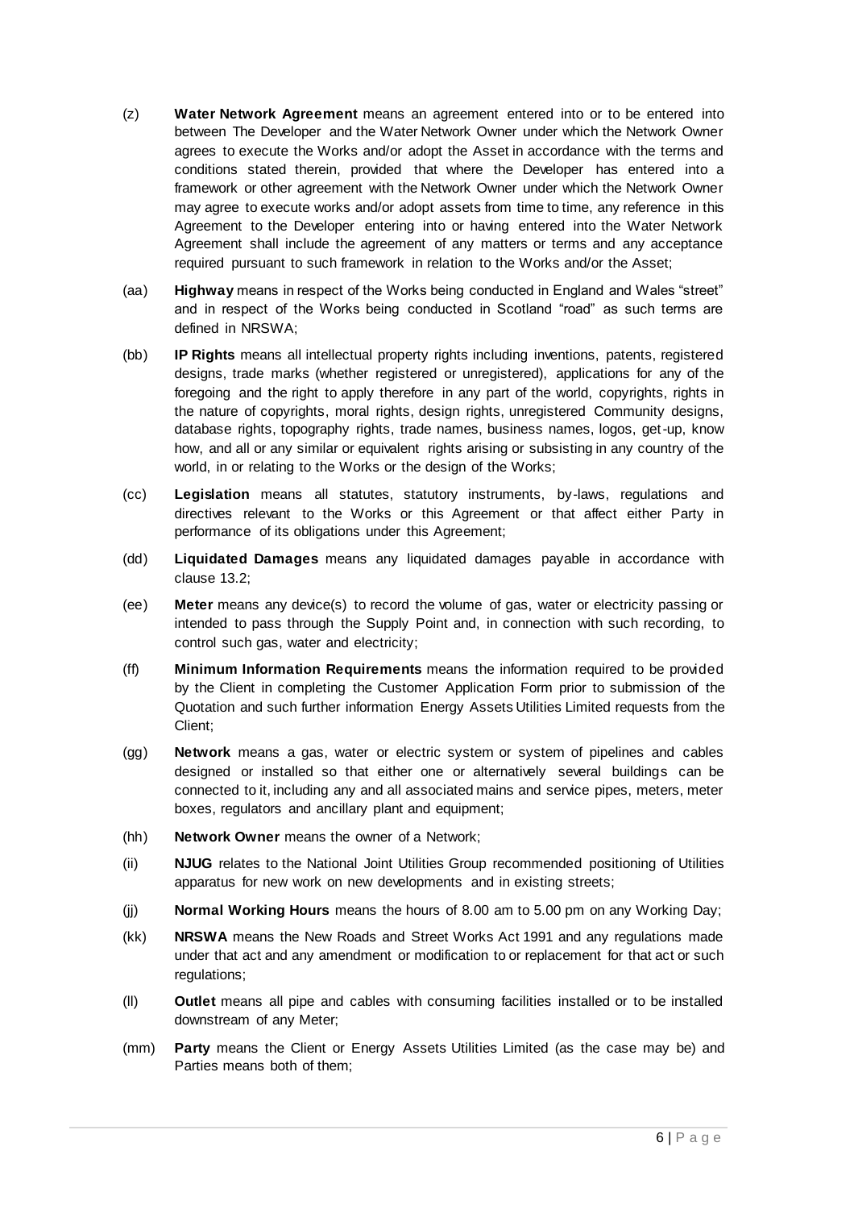(z) **Water Network Agreement** means an agreement entered into or to be entered into between The Developer and the Water Network Owner under which the Network Owner agrees to execute the Works and/or adopt the Asset in accordance with the terms and conditions stated therein, provided that where the Developer has entered into a framework or other agreement with the Network Owner under which the Network Owner may agree to execute works and/or adopt assets from time to time, any reference in this Agreement to the Developer entering into or having entered into the Water Network Agreement shall include the agreement of any matters or terms and any acceptance required pursuant to such framework in relation to the Works and/or the Asset;

(aa) **Highway** means in respect of the Works being conducted in England and Wales "street" and in respect of the Works being conducted in Scotland "road" as such terms are defined in NRSWA;

(bb) **IP Rights** means all intellectual property rights including inventions, patents, registered designs, trade marks (whether registered or unregistered), applications for any of the foregoing and the right to apply therefore in any part of the world, copyrights, rights in the nature of copyrights, moral rights, design rights, unregistered Community designs, database rights, topography rights, trade names, business names, logos, get-up, know how, and all or any similar or equivalent rights arising or subsisting in any country of the world, in or relating to the Works or the design of the Works;

(cc) **Legislation** means all statutes, statutory instruments, by-laws, regulations and directives relevant to the Works or this Agreement or that affect either Party in performance of its obligations under this Agreement;

(dd) **Liquidated Damages** means any liquidated damages payable in accordance with clause 13.2;

(ee) **Meter** means any device(s) to record the volume of gas, water or electricity passing or intended to pass through the Supply Point and, in connection with such recording, to control such gas, water and electricity;

(ff) **Minimum Information Requirements** means the information required to be provided by the Client in completing the Customer Application Form prior to submission of the Quotation and such further information Energy Assets Utilities Limited requests from the Client;

(gg) **Network** means a gas, water or electric system or system of pipelines and cables designed or installed so that either one or alternatively several buildings can be connected to it, including any and all associated mains and service pipes, meters, meter boxes, regulators and ancillary plant and equipment;

(hh) **Network Owner** means the owner of a Network;

(ii) **NJUG** relates to the National Joint Utilities Group recommended positioning of Utilities apparatus for new work on new developments and in existing streets;

(jj) **Normal Working Hours** means the hours of 8.00 am to 5.00 pm on any Working Day;

(kk) **NRSWA** means the New Roads and Street Works Act 1991 and any regulations made under that act and any amendment or modification to or replacement for that act or such regulations;

(ll) **Outlet** means all pipe and cables with consuming facilities installed or to be installed downstream of any Meter;

(mm) **Party** means the Client or Energy Assets Utilities Limited (as the case may be) and Parties means both of them;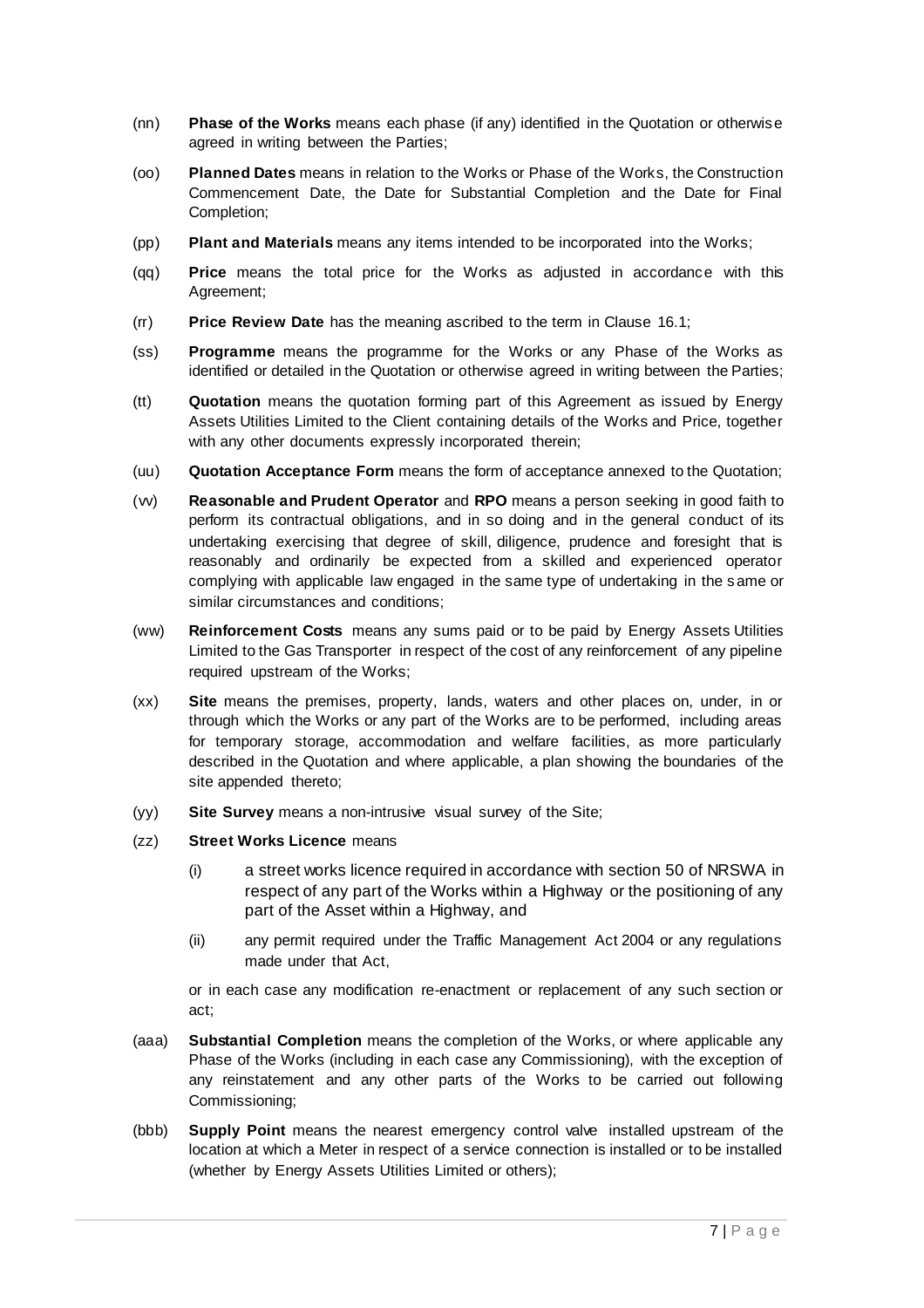(nn) **Phase of the Works** means each phase (if any) identified in the Quotation or otherwise agreed in writing between the Parties;

(oo) **Planned Dates** means in relation to the Works or Phase of the Works, the Construction Commencement Date, the Date for Substantial Completion and the Date for Final Completion;

(pp) **Plant and Materials** means any items intended to be incorporated into the Works;

(qq) **Price** means the total price for the Works as adjusted in accordance with this Agreement;

(rr) **Price Review Date** has the meaning ascribed to the term in Clause 16.1;

(ss) **Programme** means the programme for the Works or any Phase of the Works as identified or detailed in the Quotation or otherwise agreed in writing between the Parties;

(tt) **Quotation** means the quotation forming part of this Agreement as issued by Energy Assets Utilities Limited to the Client containing details of the Works and Price, together with any other documents expressly incorporated therein;

(uu) **Quotation Acceptance Form** means the form of acceptance annexed to the Quotation;

(vv) **Reasonable and Prudent Operator** and **RPO** means a person seeking in good faith to perform its contractual obligations, and in so doing and in the general conduct of its undertaking exercising that degree of skill, diligence, prudence and foresight that is reasonably and ordinarily be expected from a skilled and experienced operator complying with applicable law engaged in the same type of undertaking in the same or similar circumstances and conditions;

(ww) **Reinforcement Costs** means any sums paid or to be paid by Energy Assets Utilities Limited to the Gas Transporter in respect of the cost of any reinforcement of any pipeline required upstream of the Works;

(xx) **Site** means the premises, property, lands, waters and other places on, under, in or through which the Works or any part of the Works are to be performed, including areas for temporary storage, accommodation and welfare facilities, as more particularly described in the Quotation and where applicable, a plan showing the boundaries of the site appended thereto;

(yy) **Site Survey** means a non-intrusive visual survey of the Site;

(zz) **Street Works Licence** means

(i) a street works licence required in accordance with section 50 of NRSWA in respect of any part of the Works within a Highway or the positioning of any part of the Asset within a Highway, and

(ii) any permit required under the Traffic Management Act 2004 or any regulations made under that Act,

or in each case any modification re-enactment or replacement of any such section or act;

(aaa) **Substantial Completion** means the completion of the Works, or where applicable any Phase of the Works (including in each case any Commissioning), with the exception of any reinstatement and any other parts of the Works to be carried out following Commissioning;

(bbb) **Supply Point** means the nearest emergency control valve installed upstream of the location at which a Meter in respect of a service connection is installed or to be installed (whether by Energy Assets Utilities Limited or others);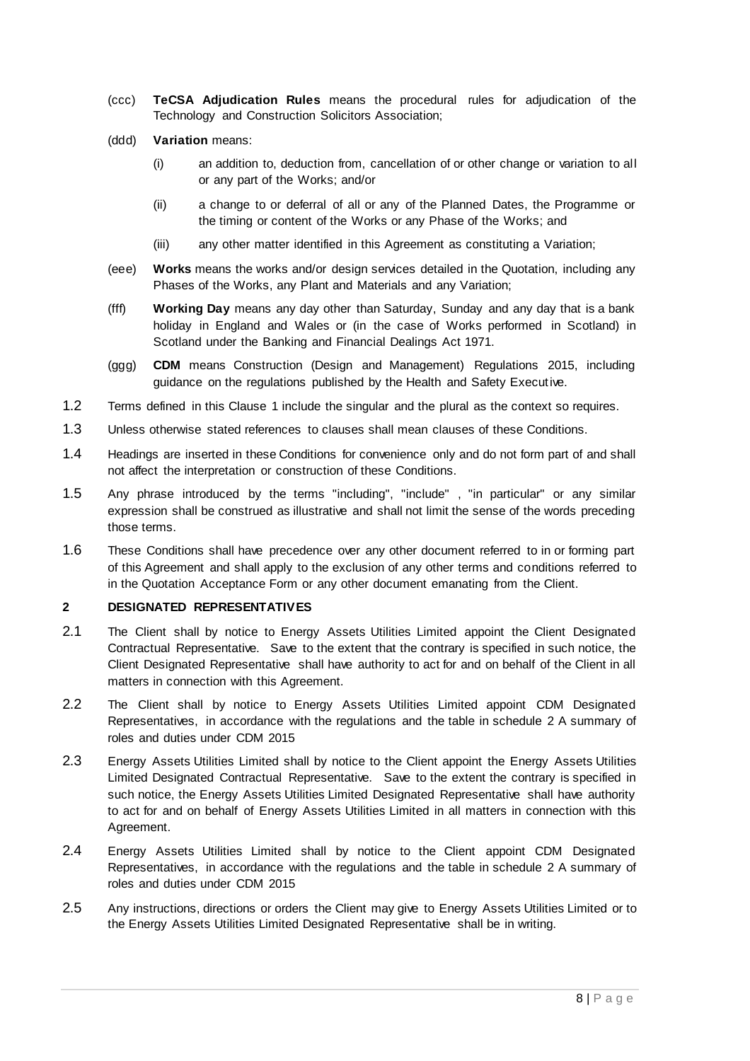(ccc) **TeCSA Adjudication Rules** means the procedural rules for adjudication of the Technology and Construction Solicitors Association;

(ddd) **Variation** means:

(i) an addition to, deduction from, cancellation of or other change or variation to all or any part of the Works; and/or

(ii) a change to or deferral of all or any of the Planned Dates, the Programme or the timing or content of the Works or any Phase of the Works; and

(iii) any other matter identified in this Agreement as constituting a Variation;

(eee) **Works** means the works and/or design services detailed in the Quotation, including any Phases of the Works, any Plant and Materials and any Variation;

(fff) **Working Day** means any day other than Saturday, Sunday and any day that is a bank holiday in England and Wales or (in the case of Works performed in Scotland) in Scotland under the Banking and Financial Dealings Act 1971.

(ggg) **CDM** means Construction (Design and Management) Regulations 2015, including guidance on the regulations published by the Health and Safety Executive.

1.2 Terms defined in this Clause 1 include the singular and the plural as the context so requires.

1.3 Unless otherwise stated references to clauses shall mean clauses of these Conditions.

1.4 Headings are inserted in these Conditions for convenience only and do not form part of and shall not affect the interpretation or construction of these Conditions.

1.5 Any phrase introduced by the terms "including", "include" , "in particular" or any similar expression shall be construed as illustrative and shall not limit the sense of the words preceding those terms.

1.6 These Conditions shall have precedence over any other document referred to in or forming part of this Agreement and shall apply to the exclusion of any other terms and conditions referred to in the Quotation Acceptance Form or any other document emanating from the Client.

## 2 DESIGNATED REPRESENTATIVES

2.1 The Client shall by notice to Energy Assets Utilities Limited appoint the Client Designated Contractual Representative. Save to the extent that the contrary is specified in such notice, the Client Designated Representative shall have authority to act for and on behalf of the Client in all matters in connection with this Agreement.

2.2 The Client shall by notice to Energy Assets Utilities Limited appoint CDM Designated Representatives, in accordance with the regulations and the table in schedule 2 A summary of roles and duties under CDM 2015

2.3 Energy Assets Utilities Limited shall by notice to the Client appoint the Energy Assets Utilities Limited Designated Contractual Representative. Save to the extent the contrary is specified in such notice, the Energy Assets Utilities Limited Designated Representative shall have authority to act for and on behalf of Energy Assets Utilities Limited in all matters in connection with this Agreement.

2.4 Energy Assets Utilities Limited shall by notice to the Client appoint CDM Designated Representatives, in accordance with the regulations and the table in schedule 2 A summary of roles and duties under CDM 2015

2.5 Any instructions, directions or orders the Client may give to Energy Assets Utilities Limited or to the Energy Assets Utilities Limited Designated Representative shall be in writing.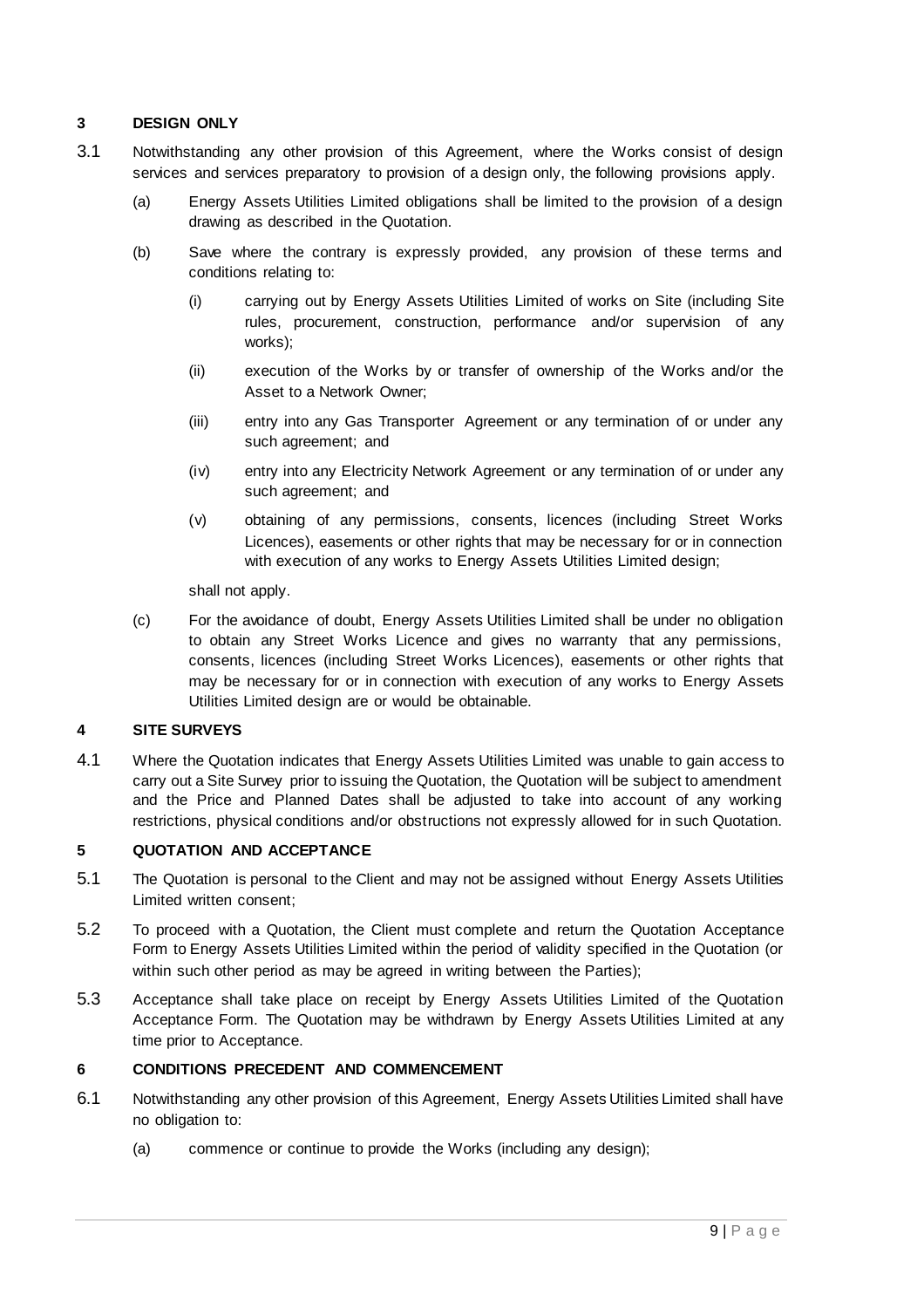## 3 DESIGN ONLY

3.1 Notwithstanding any other provision of this Agreement, where the Works consist of design services and services preparatory to provision of a design only, the following provisions apply.

(a) Energy Assets Utilities Limited obligations shall be limited to the provision of a design drawing as described in the Quotation.

(b) Save where the contrary is expressly provided, any provision of these terms and conditions relating to:

(i) carrying out by Energy Assets Utilities Limited of works on Site (including Site rules, procurement, construction, performance and/or supervision of any works);

(ii) execution of the Works by or transfer of ownership of the Works and/or the Asset to a Network Owner;

(iii) entry into any Gas Transporter Agreement or any termination of or under any such agreement; and

(iv) entry into any Electricity Network Agreement or any termination of or under any such agreement; and

(v) obtaining of any permissions, consents, licences (including Street Works Licences), easements or other rights that may be necessary for or in connection with execution of any works to Energy Assets Utilities Limited design;

shall not apply.

(c) For the avoidance of doubt, Energy Assets Utilities Limited shall be under no obligation to obtain any Street Works Licence and gives no warranty that any permissions, consents, licences (including Street Works Licences), easements or other rights that may be necessary for or in connection with execution of any works to Energy Assets Utilities Limited design are or would be obtainable.

## 4 SITE SURVEYS

4.1 Where the Quotation indicates that Energy Assets Utilities Limited was unable to gain access to carry out a Site Survey prior to issuing the Quotation, the Quotation will be subject to amendment and the Price and Planned Dates shall be adjusted to take into account of any working restrictions, physical conditions and/or obstructions not expressly allowed for in such Quotation.

## 5 QUOTATION AND ACCEPTANCE

5.1 The Quotation is personal to the Client and may not be assigned without Energy Assets Utilities Limited written consent;

5.2 To proceed with a Quotation, the Client must complete and return the Quotation Acceptance Form to Energy Assets Utilities Limited within the period of validity specified in the Quotation (or within such other period as may be agreed in writing between the Parties);

5.3 Acceptance shall take place on receipt by Energy Assets Utilities Limited of the Quotation Acceptance Form. The Quotation may be withdrawn by Energy Assets Utilities Limited at any time prior to Acceptance.

## 6 CONDITIONS PRECEDENT AND COMMENCEMENT

6.1 Notwithstanding any other provision of this Agreement, Energy Assets Utilities Limited shall have no obligation to:

(a) commence or continue to provide the Works (including any design);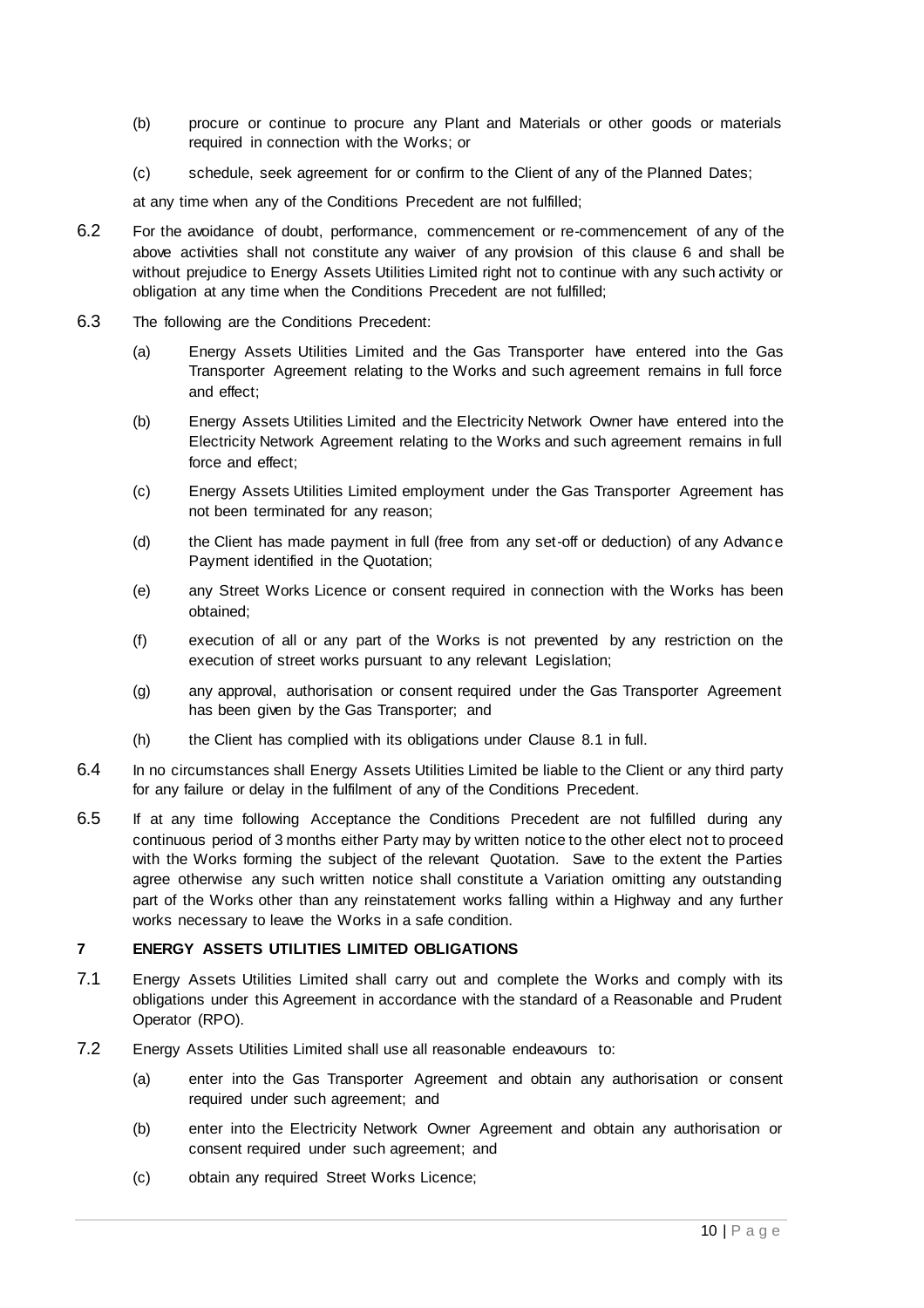(b) procure or continue to procure any Plant and Materials or other goods or materials required in connection with the Works; or

(c) schedule, seek agreement for or confirm to the Client of any of the Planned Dates;

at any time when any of the Conditions Precedent are not fulfilled;

6.2 For the avoidance of doubt, performance, commencement or re-commencement of any of the above activities shall not constitute any waiver of any provision of this clause 6 and shall be without prejudice to Energy Assets Utilities Limited right not to continue with any such activity or obligation at any time when the Conditions Precedent are not fulfilled;

6.3 The following are the Conditions Precedent:

(a) Energy Assets Utilities Limited and the Gas Transporter have entered into the Gas Transporter Agreement relating to the Works and such agreement remains in full force and effect;

(b) Energy Assets Utilities Limited and the Electricity Network Owner have entered into the Electricity Network Agreement relating to the Works and such agreement remains in full force and effect;

(c) Energy Assets Utilities Limited employment under the Gas Transporter Agreement has not been terminated for any reason;

(d) the Client has made payment in full (free from any set-off or deduction) of any Advance Payment identified in the Quotation;

(e) any Street Works Licence or consent required in connection with the Works has been obtained;

(f) execution of all or any part of the Works is not prevented by any restriction on the execution of street works pursuant to any relevant Legislation;

(g) any approval, authorisation or consent required under the Gas Transporter Agreement has been given by the Gas Transporter; and

(h) the Client has complied with its obligations under Clause 8.1 in full.

6.4 In no circumstances shall Energy Assets Utilities Limited be liable to the Client or any third party for any failure or delay in the fulfilment of any of the Conditions Precedent.

6.5 If at any time following Acceptance the Conditions Precedent are not fulfilled during any continuous period of 3 months either Party may by written notice to the other elect not to proceed with the Works forming the subject of the relevant Quotation. Save to the extent the Parties agree otherwise any such written notice shall constitute a Variation omitting any outstanding part of the Works other than any reinstatement works falling within a Highway and any further works necessary to leave the Works in a safe condition.

## 7 ENERGY ASSETS UTILITIES LIMITED OBLIGATIONS

7.1 Energy Assets Utilities Limited shall carry out and complete the Works and comply with its obligations under this Agreement in accordance with the standard of a Reasonable and Prudent Operator (RPO).

7.2 Energy Assets Utilities Limited shall use all reasonable endeavours to:

(a) enter into the Gas Transporter Agreement and obtain any authorisation or consent required under such agreement; and

(b) enter into the Electricity Network Owner Agreement and obtain any authorisation or consent required under such agreement; and

(c) obtain any required Street Works Licence;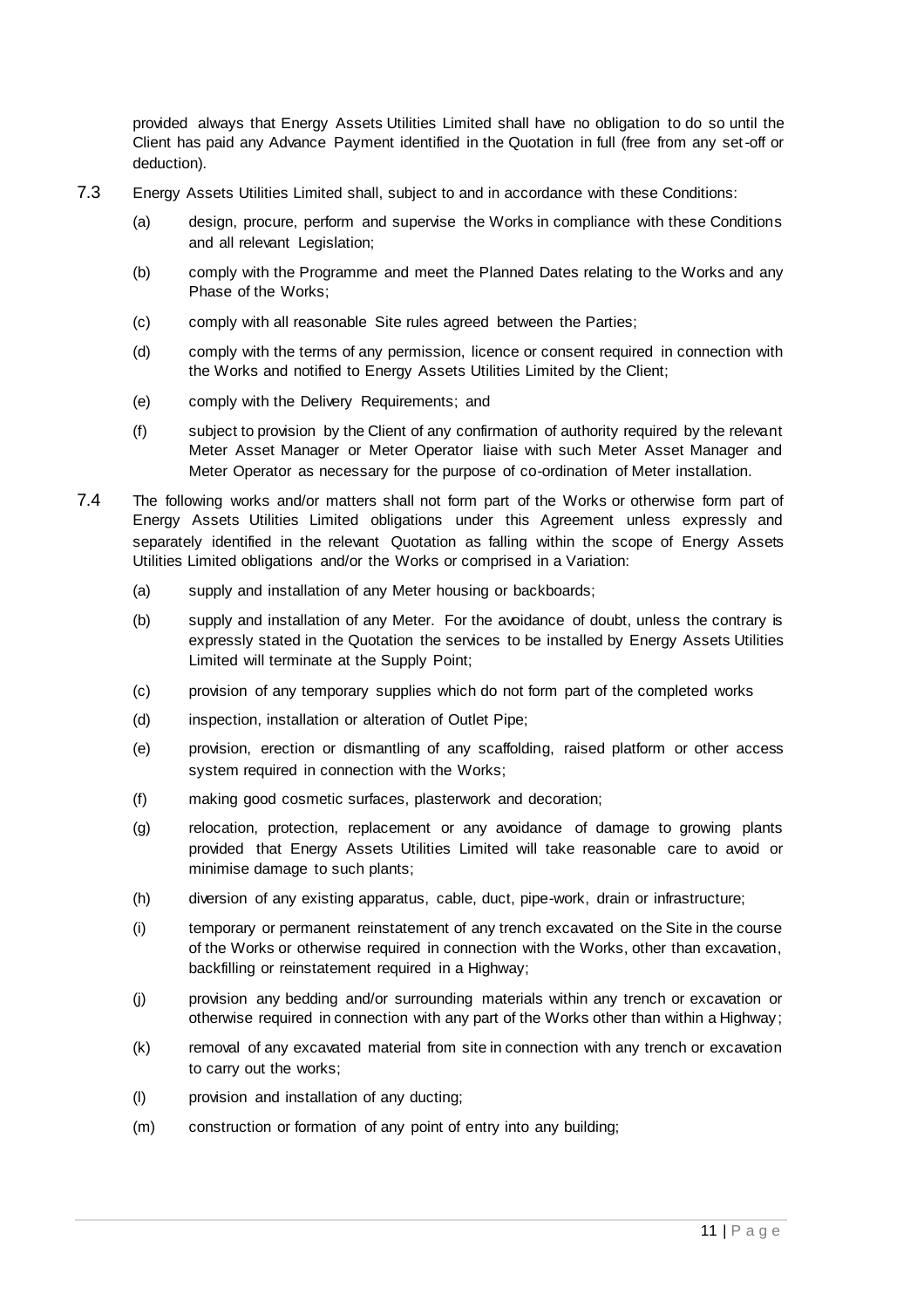provided always that Energy Assets Utilities Limited shall have no obligation to do so until the Client has paid any Advance Payment identified in the Quotation in full (free from any set-off or deduction).

7.3 Energy Assets Utilities Limited shall, subject to and in accordance with these Conditions:

(a) design, procure, perform and supervise the Works in compliance with these Conditions and all relevant Legislation;

(b) comply with the Programme and meet the Planned Dates relating to the Works and any Phase of the Works;

(c) comply with all reasonable Site rules agreed between the Parties;

(d) comply with the terms of any permission, licence or consent required in connection with the Works and notified to Energy Assets Utilities Limited by the Client;

(e) comply with the Delivery Requirements; and

(f) subject to provision by the Client of any confirmation of authority required by the relevant Meter Asset Manager or Meter Operator liaise with such Meter Asset Manager and Meter Operator as necessary for the purpose of co-ordination of Meter installation.

7.4 The following works and/or matters shall not form part of the Works or otherwise form part of Energy Assets Utilities Limited obligations under this Agreement unless expressly and separately identified in the relevant Quotation as falling within the scope of Energy Assets Utilities Limited obligations and/or the Works or comprised in a Variation:

(a) supply and installation of any Meter housing or backboards;

(b) supply and installation of any Meter. For the avoidance of doubt, unless the contrary is expressly stated in the Quotation the services to be installed by Energy Assets Utilities Limited will terminate at the Supply Point;

(c) provision of any temporary supplies which do not form part of the completed works

(d) inspection, installation or alteration of Outlet Pipe;

(e) provision, erection or dismantling of any scaffolding, raised platform or other access system required in connection with the Works;

(f) making good cosmetic surfaces, plasterwork and decoration;

(g) relocation, protection, replacement or any avoidance of damage to growing plants provided that Energy Assets Utilities Limited will take reasonable care to avoid or minimise damage to such plants;

(h) diversion of any existing apparatus, cable, duct, pipe-work, drain or infrastructure;

(i) temporary or permanent reinstatement of any trench excavated on the Site in the course of the Works or otherwise required in connection with the Works, other than excavation, backfilling or reinstatement required in a Highway;

(j) provision any bedding and/or surrounding materials within any trench or excavation or otherwise required in connection with any part of the Works other than within a Highway;

(k) removal of any excavated material from site in connection with any trench or excavation to carry out the works;

(l) provision and installation of any ducting;

(m) construction or formation of any point of entry into any building;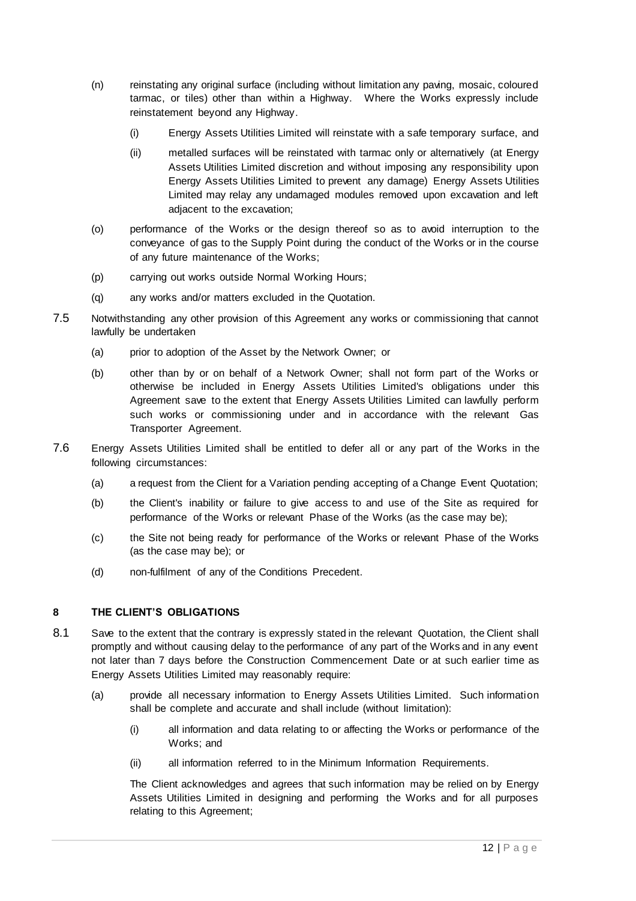(n) reinstating any original surface (including without limitation any paving, mosaic, coloured tarmac, or tiles) other than within a Highway. Where the Works expressly include reinstatement beyond any Highway.

   (i) Energy Assets Utilities Limited will reinstate with a safe temporary surface, and

   (ii) metalled surfaces will be reinstated with tarmac only or alternatively (at Energy Assets Utilities Limited discretion and without imposing any responsibility upon Energy Assets Utilities Limited to prevent any damage) Energy Assets Utilities Limited may relay any undamaged modules removed upon excavation and left adjacent to the excavation;

(o) performance of the Works or the design thereof so as to avoid interruption to the conveyance of gas to the Supply Point during the conduct of the Works or in the course of any future maintenance of the Works;

(p) carrying out works outside Normal Working Hours;

(q) any works and/or matters excluded in the Quotation.

7.5 Notwithstanding any other provision of this Agreement any works or commissioning that cannot lawfully be undertaken

   (a) prior to adoption of the Asset by the Network Owner; or

   (b) other than by or on behalf of a Network Owner; shall not form part of the Works or otherwise be included in Energy Assets Utilities Limited's obligations under this Agreement save to the extent that Energy Assets Utilities Limited can lawfully perform such works or commissioning under and in accordance with the relevant Gas Transporter Agreement.

7.6 Energy Assets Utilities Limited shall be entitled to defer all or any part of the Works in the following circumstances:

   (a) a request from the Client for a Variation pending accepting of a Change Event Quotation;

   (b) the Client's inability or failure to give access to and use of the Site as required for performance of the Works or relevant Phase of the Works (as the case may be);

   (c) the Site not being ready for performance of the Works or relevant Phase of the Works (as the case may be); or

   (d) non-fulfilment of any of the Conditions Precedent.

## 8 THE CLIENT'S OBLIGATIONS

8.1 Save to the extent that the contrary is expressly stated in the relevant Quotation, the Client shall promptly and without causing delay to the performance of any part of the Works and in any event not later than 7 days before the Construction Commencement Date or at such earlier time as Energy Assets Utilities Limited may reasonably require:

   (a) provide all necessary information to Energy Assets Utilities Limited. Such information shall be complete and accurate and shall include (without limitation):

      (i) all information and data relating to or affecting the Works or performance of the Works; and

      (ii) all information referred to in the Minimum Information Requirements.

   The Client acknowledges and agrees that such information may be relied on by Energy Assets Utilities Limited in designing and performing the Works and for all purposes relating to this Agreement;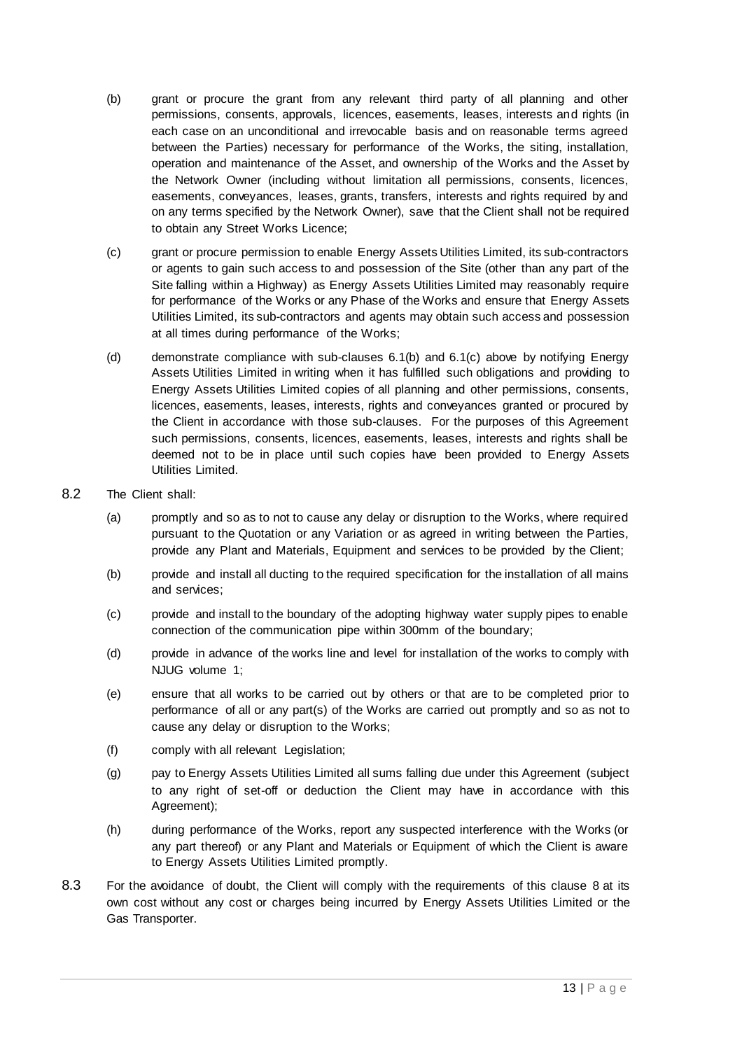(b) grant or procure the grant from any relevant third party of all planning and other permissions, consents, approvals, licences, easements, leases, interests and rights (in each case on an unconditional and irrevocable basis and on reasonable terms agreed between the Parties) necessary for performance of the Works, the siting, installation, operation and maintenance of the Asset, and ownership of the Works and the Asset by the Network Owner (including without limitation all permissions, consents, licences, easements, conveyances, leases, grants, transfers, interests and rights required by and on any terms specified by the Network Owner), save that the Client shall not be required to obtain any Street Works Licence;

(c) grant or procure permission to enable Energy Assets Utilities Limited, its sub-contractors or agents to gain such access to and possession of the Site (other than any part of the Site falling within a Highway) as Energy Assets Utilities Limited may reasonably require for performance of the Works or any Phase of the Works and ensure that Energy Assets Utilities Limited, its sub-contractors and agents may obtain such access and possession at all times during performance of the Works;

(d) demonstrate compliance with sub-clauses 6.1(b) and 6.1(c) above by notifying Energy Assets Utilities Limited in writing when it has fulfilled such obligations and providing to Energy Assets Utilities Limited copies of all planning and other permissions, consents, licences, easements, leases, interests, rights and conveyances granted or procured by the Client in accordance with those sub-clauses. For the purposes of this Agreement such permissions, consents, licences, easements, leases, interests and rights shall be deemed not to be in place until such copies have been provided to Energy Assets Utilities Limited.

8.2 The Client shall:

(a) promptly and so as to not to cause any delay or disruption to the Works, where required pursuant to the Quotation or any Variation or as agreed in writing between the Parties, provide any Plant and Materials, Equipment and services to be provided by the Client;

(b) provide and install all ducting to the required specification for the installation of all mains and services;

(c) provide and install to the boundary of the adopting highway water supply pipes to enable connection of the communication pipe within 300mm of the boundary;

(d) provide in advance of the works line and level for installation of the works to comply with NJUG volume 1;

(e) ensure that all works to be carried out by others or that are to be completed prior to performance of all or any part(s) of the Works are carried out promptly and so as not to cause any delay or disruption to the Works;

(f) comply with all relevant Legislation;

(g) pay to Energy Assets Utilities Limited all sums falling due under this Agreement (subject to any right of set-off or deduction the Client may have in accordance with this Agreement);

(h) during performance of the Works, report any suspected interference with the Works (or any part thereof) or any Plant and Materials or Equipment of which the Client is aware to Energy Assets Utilities Limited promptly.

8.3 For the avoidance of doubt, the Client will comply with the requirements of this clause 8 at its own cost without any cost or charges being incurred by Energy Assets Utilities Limited or the Gas Transporter.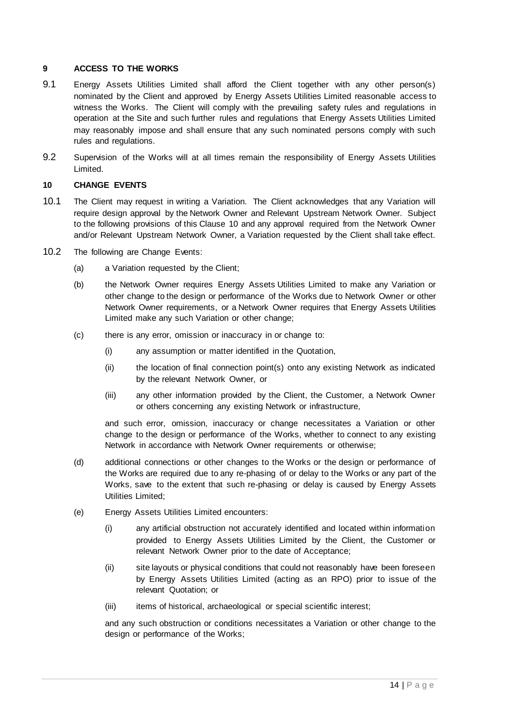## 9 ACCESS TO THE WORKS

9.1 Energy Assets Utilities Limited shall afford the Client together with any other person(s) nominated by the Client and approved by Energy Assets Utilities Limited reasonable access to witness the Works. The Client will comply with the prevailing safety rules and regulations in operation at the Site and such further rules and regulations that Energy Assets Utilities Limited may reasonably impose and shall ensure that any such nominated persons comply with such rules and regulations.

9.2 Supervision of the Works will at all times remain the responsibility of Energy Assets Utilities Limited.

## 10 CHANGE EVENTS

10.1 The Client may request in writing a Variation. The Client acknowledges that any Variation will require design approval by the Network Owner and Relevant Upstream Network Owner. Subject to the following provisions of this Clause 10 and any approval required from the Network Owner and/or Relevant Upstream Network Owner, a Variation requested by the Client shall take effect.

10.2 The following are Change Events:

(a) a Variation requested by the Client;

(b) the Network Owner requires Energy Assets Utilities Limited to make any Variation or other change to the design or performance of the Works due to Network Owner or other Network Owner requirements, or a Network Owner requires that Energy Assets Utilities Limited make any such Variation or other change;

(c) there is any error, omission or inaccuracy in or change to:

(i) any assumption or matter identified in the Quotation,

(ii) the location of final connection point(s) onto any existing Network as indicated by the relevant Network Owner, or

(iii) any other information provided by the Client, the Customer, a Network Owner or others concerning any existing Network or infrastructure,

and such error, omission, inaccuracy or change necessitates a Variation or other change to the design or performance of the Works, whether to connect to any existing Network in accordance with Network Owner requirements or otherwise;

(d) additional connections or other changes to the Works or the design or performance of the Works are required due to any re-phasing of or delay to the Works or any part of the Works, save to the extent that such re-phasing or delay is caused by Energy Assets Utilities Limited;

(e) Energy Assets Utilities Limited encounters:

(i) any artificial obstruction not accurately identified and located within information provided to Energy Assets Utilities Limited by the Client, the Customer or relevant Network Owner prior to the date of Acceptance;

(ii) site layouts or physical conditions that could not reasonably have been foreseen by Energy Assets Utilities Limited (acting as an RPO) prior to issue of the relevant Quotation; or

(iii) items of historical, archaeological or special scientific interest;

and any such obstruction or conditions necessitates a Variation or other change to the design or performance of the Works;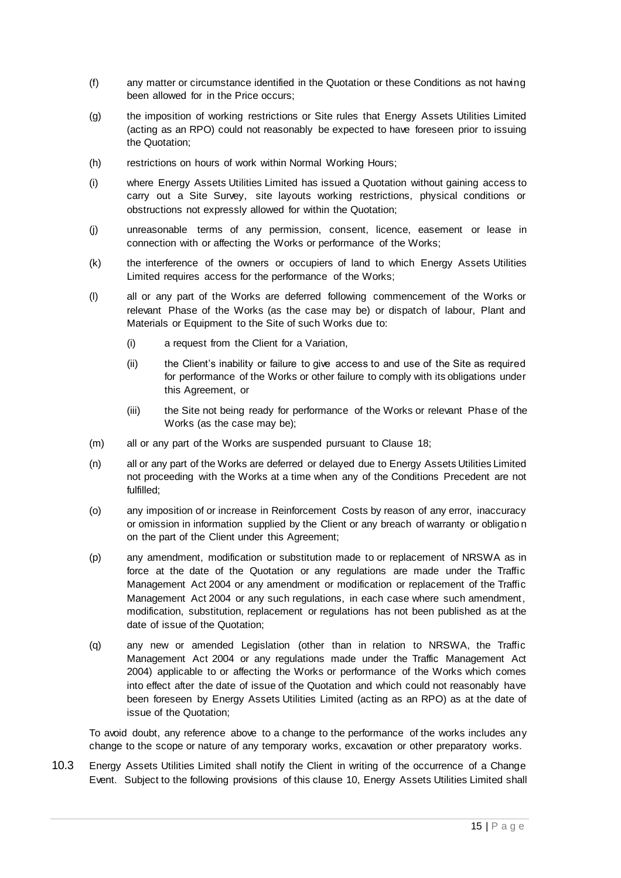(f) any matter or circumstance identified in the Quotation or these Conditions as not having been allowed for in the Price occurs;

(g) the imposition of working restrictions or Site rules that Energy Assets Utilities Limited (acting as an RPO) could not reasonably be expected to have foreseen prior to issuing the Quotation;

(h) restrictions on hours of work within Normal Working Hours;

(i) where Energy Assets Utilities Limited has issued a Quotation without gaining access to carry out a Site Survey, site layouts working restrictions, physical conditions or obstructions not expressly allowed for within the Quotation;

(j) unreasonable terms of any permission, consent, licence, easement or lease in connection with or affecting the Works or performance of the Works;

(k) the interference of the owners or occupiers of land to which Energy Assets Utilities Limited requires access for the performance of the Works;

(l) all or any part of the Works are deferred following commencement of the Works or relevant Phase of the Works (as the case may be) or dispatch of labour, Plant and Materials or Equipment to the Site of such Works due to:

  (i) a request from the Client for a Variation,

  (ii) the Client's inability or failure to give access to and use of the Site as required for performance of the Works or other failure to comply with its obligations under this Agreement, or

  (iii) the Site not being ready for performance of the Works or relevant Phase of the Works (as the case may be);

(m) all or any part of the Works are suspended pursuant to Clause 18;

(n) all or any part of the Works are deferred or delayed due to Energy Assets Utilities Limited not proceeding with the Works at a time when any of the Conditions Precedent are not fulfilled;

(o) any imposition of or increase in Reinforcement Costs by reason of any error, inaccuracy or omission in information supplied by the Client or any breach of warranty or obligation on the part of the Client under this Agreement;

(p) any amendment, modification or substitution made to or replacement of NRSWA as in force at the date of the Quotation or any regulations are made under the Traffic Management Act 2004 or any amendment or modification or replacement of the Traffic Management Act 2004 or any such regulations, in each case where such amendment, modification, substitution, replacement or regulations has not been published as at the date of issue of the Quotation;

(q) any new or amended Legislation (other than in relation to NRSWA, the Traffic Management Act 2004 or any regulations made under the Traffic Management Act 2004) applicable to or affecting the Works or performance of the Works which comes into effect after the date of issue of the Quotation and which could not reasonably have been foreseen by Energy Assets Utilities Limited (acting as an RPO) as at the date of issue of the Quotation;

To avoid doubt, any reference above to a change to the performance of the works includes any change to the scope or nature of any temporary works, excavation or other preparatory works.

10.3 Energy Assets Utilities Limited shall notify the Client in writing of the occurrence of a Change Event. Subject to the following provisions of this clause 10, Energy Assets Utilities Limited shall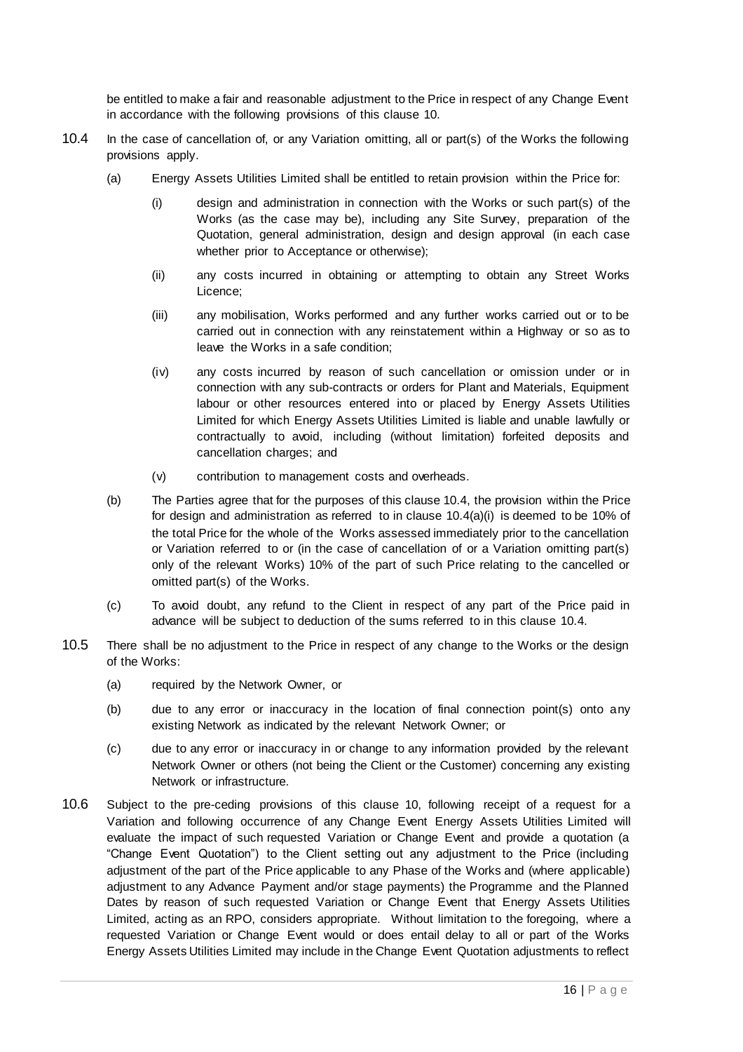be entitled to make a fair and reasonable adjustment to the Price in respect of any Change Event in accordance with the following provisions of this clause 10.

10.4 In the case of cancellation of, or any Variation omitting, all or part(s) of the Works the following provisions apply.

(a) Energy Assets Utilities Limited shall be entitled to retain provision within the Price for:

(i) design and administration in connection with the Works or such part(s) of the Works (as the case may be), including any Site Survey, preparation of the Quotation, general administration, design and design approval (in each case whether prior to Acceptance or otherwise);

(ii) any costs incurred in obtaining or attempting to obtain any Street Works Licence;

(iii) any mobilisation, Works performed and any further works carried out or to be carried out in connection with any reinstatement within a Highway or so as to leave the Works in a safe condition;

(iv) any costs incurred by reason of such cancellation or omission under or in connection with any sub-contracts or orders for Plant and Materials, Equipment labour or other resources entered into or placed by Energy Assets Utilities Limited for which Energy Assets Utilities Limited is liable and unable lawfully or contractually to avoid, including (without limitation) forfeited deposits and cancellation charges; and

(v) contribution to management costs and overheads.

(b) The Parties agree that for the purposes of this clause 10.4, the provision within the Price for design and administration as referred to in clause 10.4(a)(i) is deemed to be 10% of the total Price for the whole of the Works assessed immediately prior to the cancellation or Variation referred to or (in the case of cancellation of or a Variation omitting part(s) only of the relevant Works) 10% of the part of such Price relating to the cancelled or omitted part(s) of the Works.

(c) To avoid doubt, any refund to the Client in respect of any part of the Price paid in advance will be subject to deduction of the sums referred to in this clause 10.4.

10.5 There shall be no adjustment to the Price in respect of any change to the Works or the design of the Works:

(a) required by the Network Owner, or

(b) due to any error or inaccuracy in the location of final connection point(s) onto any existing Network as indicated by the relevant Network Owner; or

(c) due to any error or inaccuracy in or change to any information provided by the relevant Network Owner or others (not being the Client or the Customer) concerning any existing Network or infrastructure.

10.6 Subject to the pre-ceding provisions of this clause 10, following receipt of a request for a Variation and following occurrence of any Change Event Energy Assets Utilities Limited will evaluate the impact of such requested Variation or Change Event and provide a quotation (a "Change Event Quotation") to the Client setting out any adjustment to the Price (including adjustment of the part of the Price applicable to any Phase of the Works and (where applicable) adjustment to any Advance Payment and/or stage payments) the Programme and the Planned Dates by reason of such requested Variation or Change Event that Energy Assets Utilities Limited, acting as an RPO, considers appropriate. Without limitation to the foregoing, where a requested Variation or Change Event would or does entail delay to all or part of the Works Energy Assets Utilities Limited may include in the Change Event Quotation adjustments to reflect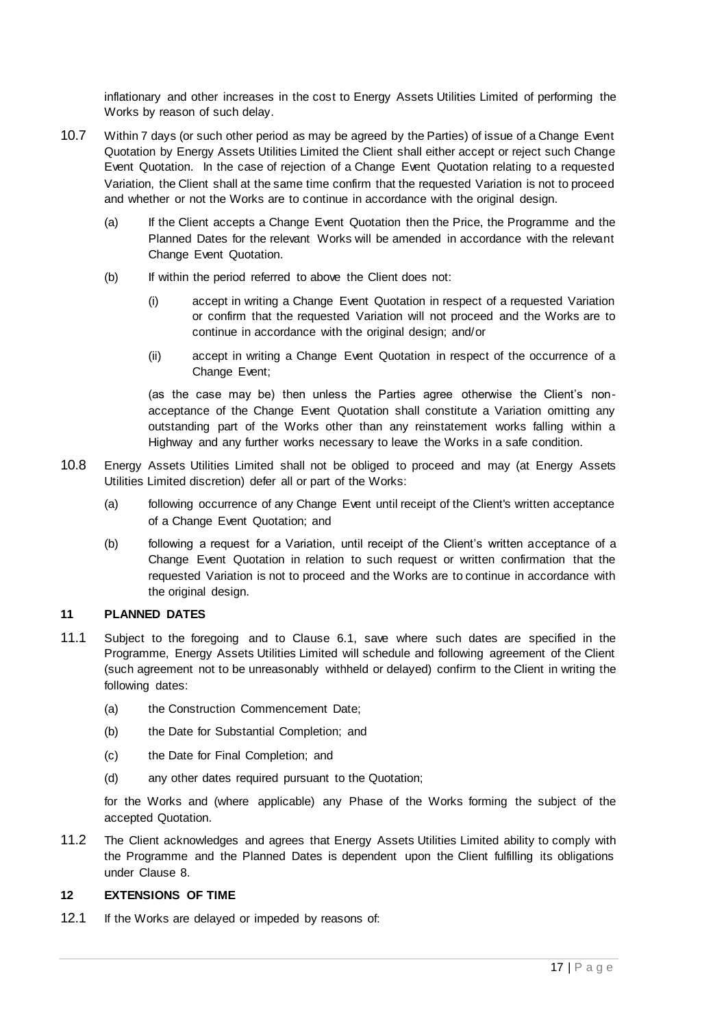inflationary and other increases in the cost to Energy Assets Utilities Limited of performing the Works by reason of such delay.

10.7 Within 7 days (or such other period as may be agreed by the Parties) of issue of a Change Event Quotation by Energy Assets Utilities Limited the Client shall either accept or reject such Change Event Quotation. In the case of rejection of a Change Event Quotation relating to a requested Variation, the Client shall at the same time confirm that the requested Variation is not to proceed and whether or not the Works are to continue in accordance with the original design.

(a) If the Client accepts a Change Event Quotation then the Price, the Programme and the Planned Dates for the relevant Works will be amended in accordance with the relevant Change Event Quotation.

(b) If within the period referred to above the Client does not:

(i) accept in writing a Change Event Quotation in respect of a requested Variation or confirm that the requested Variation will not proceed and the Works are to continue in accordance with the original design; and/or

(ii) accept in writing a Change Event Quotation in respect of the occurrence of a Change Event;

(as the case may be) then unless the Parties agree otherwise the Client's non-acceptance of the Change Event Quotation shall constitute a Variation omitting any outstanding part of the Works other than any reinstatement works falling within a Highway and any further works necessary to leave the Works in a safe condition.

10.8 Energy Assets Utilities Limited shall not be obliged to proceed and may (at Energy Assets Utilities Limited discretion) defer all or part of the Works:

(a) following occurrence of any Change Event until receipt of the Client's written acceptance of a Change Event Quotation; and

(b) following a request for a Variation, until receipt of the Client's written acceptance of a Change Event Quotation in relation to such request or written confirmation that the requested Variation is not to proceed and the Works are to continue in accordance with the original design.

## 11 PLANNED DATES

11.1 Subject to the foregoing and to Clause 6.1, save where such dates are specified in the Programme, Energy Assets Utilities Limited will schedule and following agreement of the Client (such agreement not to be unreasonably withheld or delayed) confirm to the Client in writing the following dates:

(a) the Construction Commencement Date;

(b) the Date for Substantial Completion; and

(c) the Date for Final Completion; and

(d) any other dates required pursuant to the Quotation;

for the Works and (where applicable) any Phase of the Works forming the subject of the accepted Quotation.

11.2 The Client acknowledges and agrees that Energy Assets Utilities Limited ability to comply with the Programme and the Planned Dates is dependent upon the Client fulfilling its obligations under Clause 8.

## 12 EXTENSIONS OF TIME

12.1 If the Works are delayed or impeded by reasons of: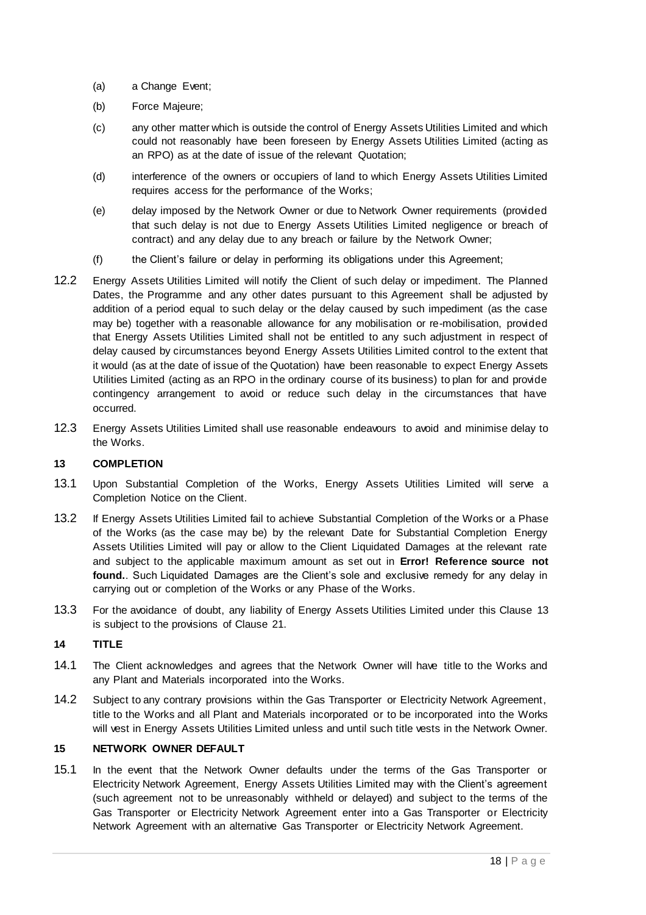(a) a Change Event;

(b) Force Majeure;

(c) any other matter which is outside the control of Energy Assets Utilities Limited and which could not reasonably have been foreseen by Energy Assets Utilities Limited (acting as an RPO) as at the date of issue of the relevant Quotation;

(d) interference of the owners or occupiers of land to which Energy Assets Utilities Limited requires access for the performance of the Works;

(e) delay imposed by the Network Owner or due to Network Owner requirements (provided that such delay is not due to Energy Assets Utilities Limited negligence or breach of contract) and any delay due to any breach or failure by the Network Owner;

(f) the Client's failure or delay in performing its obligations under this Agreement;

12.2 Energy Assets Utilities Limited will notify the Client of such delay or impediment. The Planned Dates, the Programme and any other dates pursuant to this Agreement shall be adjusted by addition of a period equal to such delay or the delay caused by such impediment (as the case may be) together with a reasonable allowance for any mobilisation or re-mobilisation, provided that Energy Assets Utilities Limited shall not be entitled to any such adjustment in respect of delay caused by circumstances beyond Energy Assets Utilities Limited control to the extent that it would (as at the date of issue of the Quotation) have been reasonable to expect Energy Assets Utilities Limited (acting as an RPO in the ordinary course of its business) to plan for and provide contingency arrangement to avoid or reduce such delay in the circumstances that have occurred.

12.3 Energy Assets Utilities Limited shall use reasonable endeavours to avoid and minimise delay to the Works.

## 13 COMPLETION

13.1 Upon Substantial Completion of the Works, Energy Assets Utilities Limited will serve a Completion Notice on the Client.

13.2 If Energy Assets Utilities Limited fail to achieve Substantial Completion of the Works or a Phase of the Works (as the case may be) by the relevant Date for Substantial Completion Energy Assets Utilities Limited will pay or allow to the Client Liquidated Damages at the relevant rate and subject to the applicable maximum amount as set out in **Error! Reference source not found.**. Such Liquidated Damages are the Client's sole and exclusive remedy for any delay in carrying out or completion of the Works or any Phase of the Works.

13.3 For the avoidance of doubt, any liability of Energy Assets Utilities Limited under this Clause 13 is subject to the provisions of Clause 21.

## 14 TITLE

14.1 The Client acknowledges and agrees that the Network Owner will have title to the Works and any Plant and Materials incorporated into the Works.

14.2 Subject to any contrary provisions within the Gas Transporter or Electricity Network Agreement, title to the Works and all Plant and Materials incorporated or to be incorporated into the Works will vest in Energy Assets Utilities Limited unless and until such title vests in the Network Owner.

## 15 NETWORK OWNER DEFAULT

15.1 In the event that the Network Owner defaults under the terms of the Gas Transporter or Electricity Network Agreement, Energy Assets Utilities Limited may with the Client's agreement (such agreement not to be unreasonably withheld or delayed) and subject to the terms of the Gas Transporter or Electricity Network Agreement enter into a Gas Transporter or Electricity Network Agreement with an alternative Gas Transporter or Electricity Network Agreement.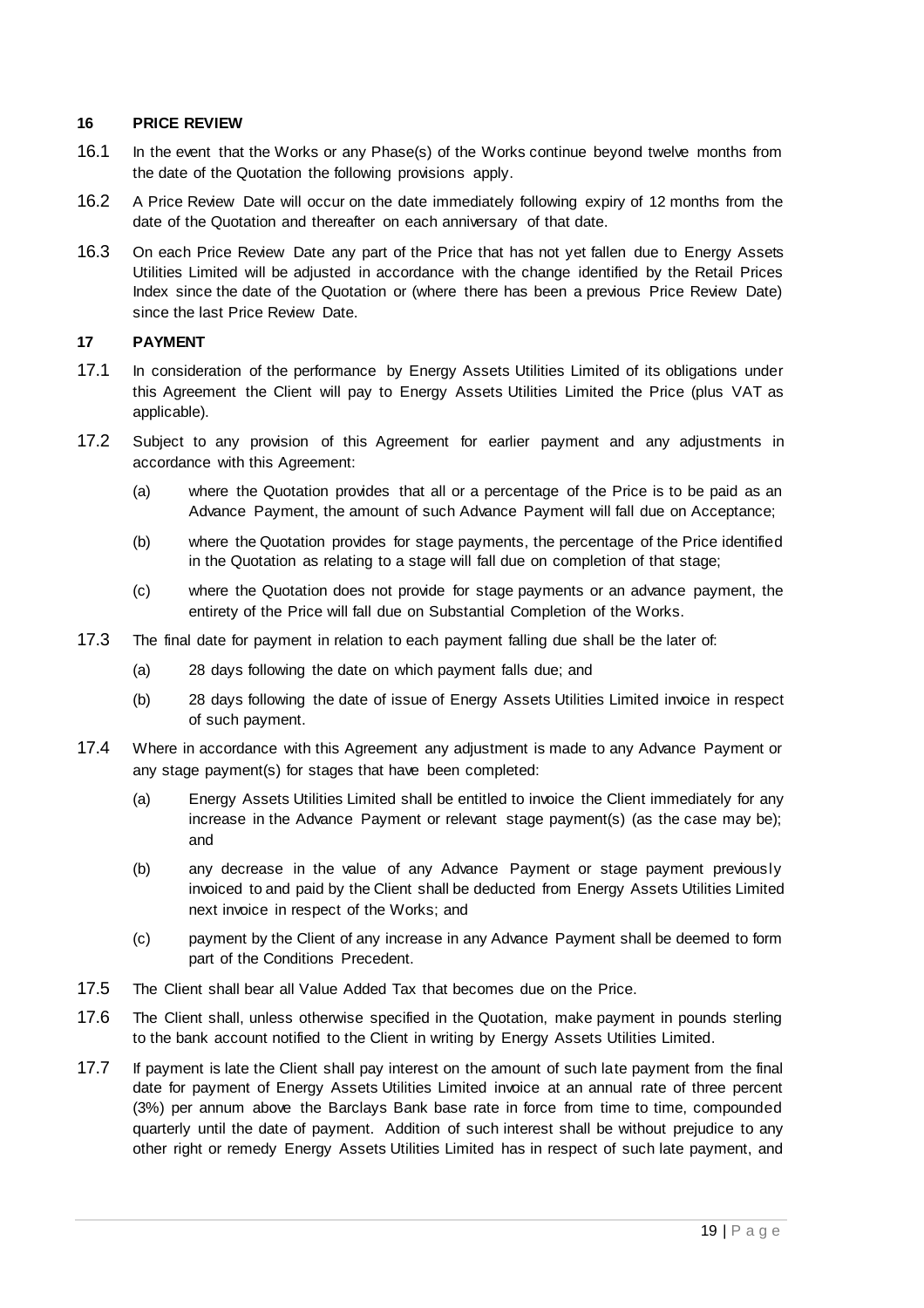## 16 PRICE REVIEW

16.1 In the event that the Works or any Phase(s) of the Works continue beyond twelve months from the date of the Quotation the following provisions apply.

16.2 A Price Review Date will occur on the date immediately following expiry of 12 months from the date of the Quotation and thereafter on each anniversary of that date.

16.3 On each Price Review Date any part of the Price that has not yet fallen due to Energy Assets Utilities Limited will be adjusted in accordance with the change identified by the Retail Prices Index since the date of the Quotation or (where there has been a previous Price Review Date) since the last Price Review Date.

## 17 PAYMENT

17.1 In consideration of the performance by Energy Assets Utilities Limited of its obligations under this Agreement the Client will pay to Energy Assets Utilities Limited the Price (plus VAT as applicable).

17.2 Subject to any provision of this Agreement for earlier payment and any adjustments in accordance with this Agreement:

(a) where the Quotation provides that all or a percentage of the Price is to be paid as an Advance Payment, the amount of such Advance Payment will fall due on Acceptance;

(b) where the Quotation provides for stage payments, the percentage of the Price identified in the Quotation as relating to a stage will fall due on completion of that stage;

(c) where the Quotation does not provide for stage payments or an advance payment, the entirety of the Price will fall due on Substantial Completion of the Works.

17.3 The final date for payment in relation to each payment falling due shall be the later of:

(a) 28 days following the date on which payment falls due; and

(b) 28 days following the date of issue of Energy Assets Utilities Limited invoice in respect of such payment.

17.4 Where in accordance with this Agreement any adjustment is made to any Advance Payment or any stage payment(s) for stages that have been completed:

(a) Energy Assets Utilities Limited shall be entitled to invoice the Client immediately for any increase in the Advance Payment or relevant stage payment(s) (as the case may be); and

(b) any decrease in the value of any Advance Payment or stage payment previously invoiced to and paid by the Client shall be deducted from Energy Assets Utilities Limited next invoice in respect of the Works; and

(c) payment by the Client of any increase in any Advance Payment shall be deemed to form part of the Conditions Precedent.

17.5 The Client shall bear all Value Added Tax that becomes due on the Price.

17.6 The Client shall, unless otherwise specified in the Quotation, make payment in pounds sterling to the bank account notified to the Client in writing by Energy Assets Utilities Limited.

17.7 If payment is late the Client shall pay interest on the amount of such late payment from the final date for payment of Energy Assets Utilities Limited invoice at an annual rate of three percent (3%) per annum above the Barclays Bank base rate in force from time to time, compounded quarterly until the date of payment. Addition of such interest shall be without prejudice to any other right or remedy Energy Assets Utilities Limited has in respect of such late payment, and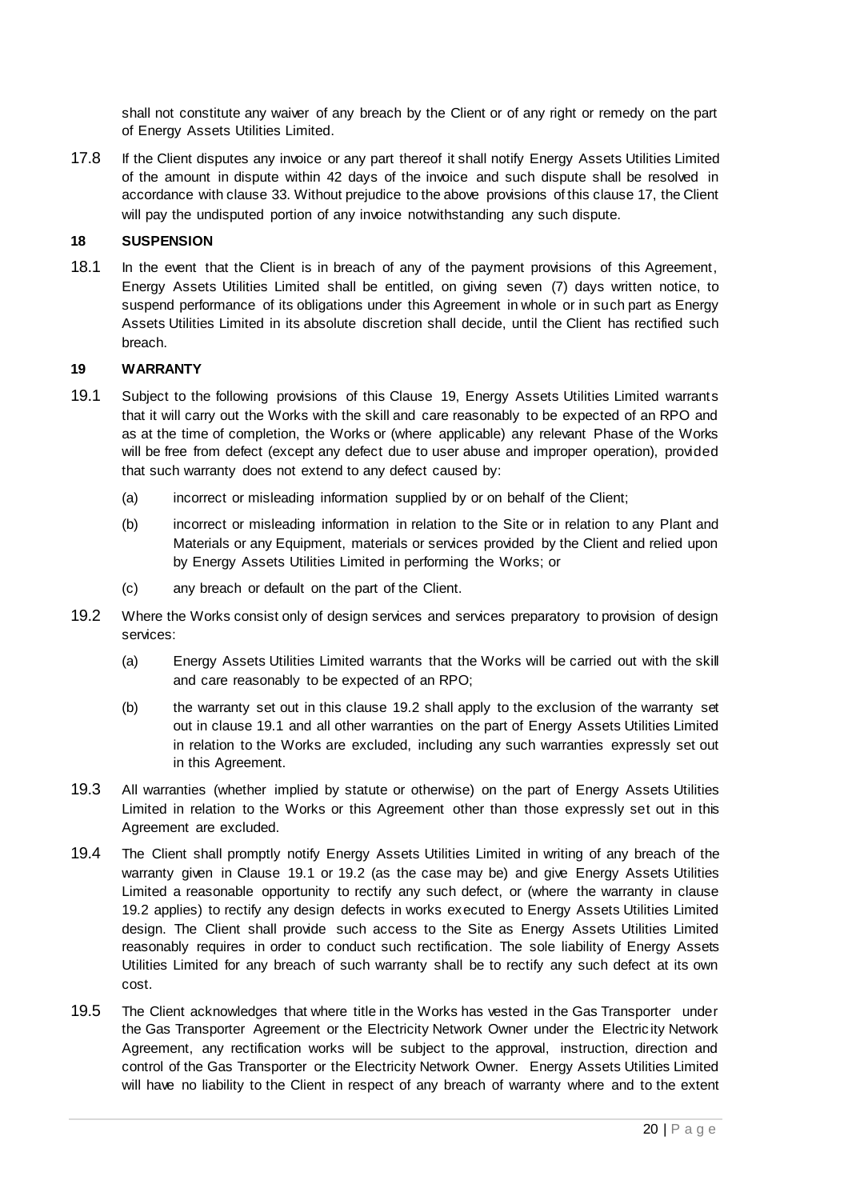shall not constitute any waiver of any breach by the Client or of any right or remedy on the part of Energy Assets Utilities Limited.

17.8 If the Client disputes any invoice or any part thereof it shall notify Energy Assets Utilities Limited of the amount in dispute within 42 days of the invoice and such dispute shall be resolved in accordance with clause 33. Without prejudice to the above provisions of this clause 17, the Client will pay the undisputed portion of any invoice notwithstanding any such dispute.

**18 SUSPENSION**

18.1 In the event that the Client is in breach of any of the payment provisions of this Agreement, Energy Assets Utilities Limited shall be entitled, on giving seven (7) days written notice, to suspend performance of its obligations under this Agreement in whole or in such part as Energy Assets Utilities Limited in its absolute discretion shall decide, until the Client has rectified such breach.

**19 WARRANTY**

19.1 Subject to the following provisions of this Clause 19, Energy Assets Utilities Limited warrants that it will carry out the Works with the skill and care reasonably to be expected of an RPO and as at the time of completion, the Works or (where applicable) any relevant Phase of the Works will be free from defect (except any defect due to user abuse and improper operation), provided that such warranty does not extend to any defect caused by:

(a) incorrect or misleading information supplied by or on behalf of the Client;

(b) incorrect or misleading information in relation to the Site or in relation to any Plant and Materials or any Equipment, materials or services provided by the Client and relied upon by Energy Assets Utilities Limited in performing the Works; or

(c) any breach or default on the part of the Client.

19.2 Where the Works consist only of design services and services preparatory to provision of design services:

(a) Energy Assets Utilities Limited warrants that the Works will be carried out with the skill and care reasonably to be expected of an RPO;

(b) the warranty set out in this clause 19.2 shall apply to the exclusion of the warranty set out in clause 19.1 and all other warranties on the part of Energy Assets Utilities Limited in relation to the Works are excluded, including any such warranties expressly set out in this Agreement.

19.3 All warranties (whether implied by statute or otherwise) on the part of Energy Assets Utilities Limited in relation to the Works or this Agreement other than those expressly set out in this Agreement are excluded.

19.4 The Client shall promptly notify Energy Assets Utilities Limited in writing of any breach of the warranty given in Clause 19.1 or 19.2 (as the case may be) and give Energy Assets Utilities Limited a reasonable opportunity to rectify any such defect, or (where the warranty in clause 19.2 applies) to rectify any design defects in works executed to Energy Assets Utilities Limited design. The Client shall provide such access to the Site as Energy Assets Utilities Limited reasonably requires in order to conduct such rectification. The sole liability of Energy Assets Utilities Limited for any breach of such warranty shall be to rectify any such defect at its own cost.

19.5 The Client acknowledges that where title in the Works has vested in the Gas Transporter under the Gas Transporter Agreement or the Electricity Network Owner under the Electricity Network Agreement, any rectification works will be subject to the approval, instruction, direction and control of the Gas Transporter or the Electricity Network Owner. Energy Assets Utilities Limited will have no liability to the Client in respect of any breach of warranty where and to the extent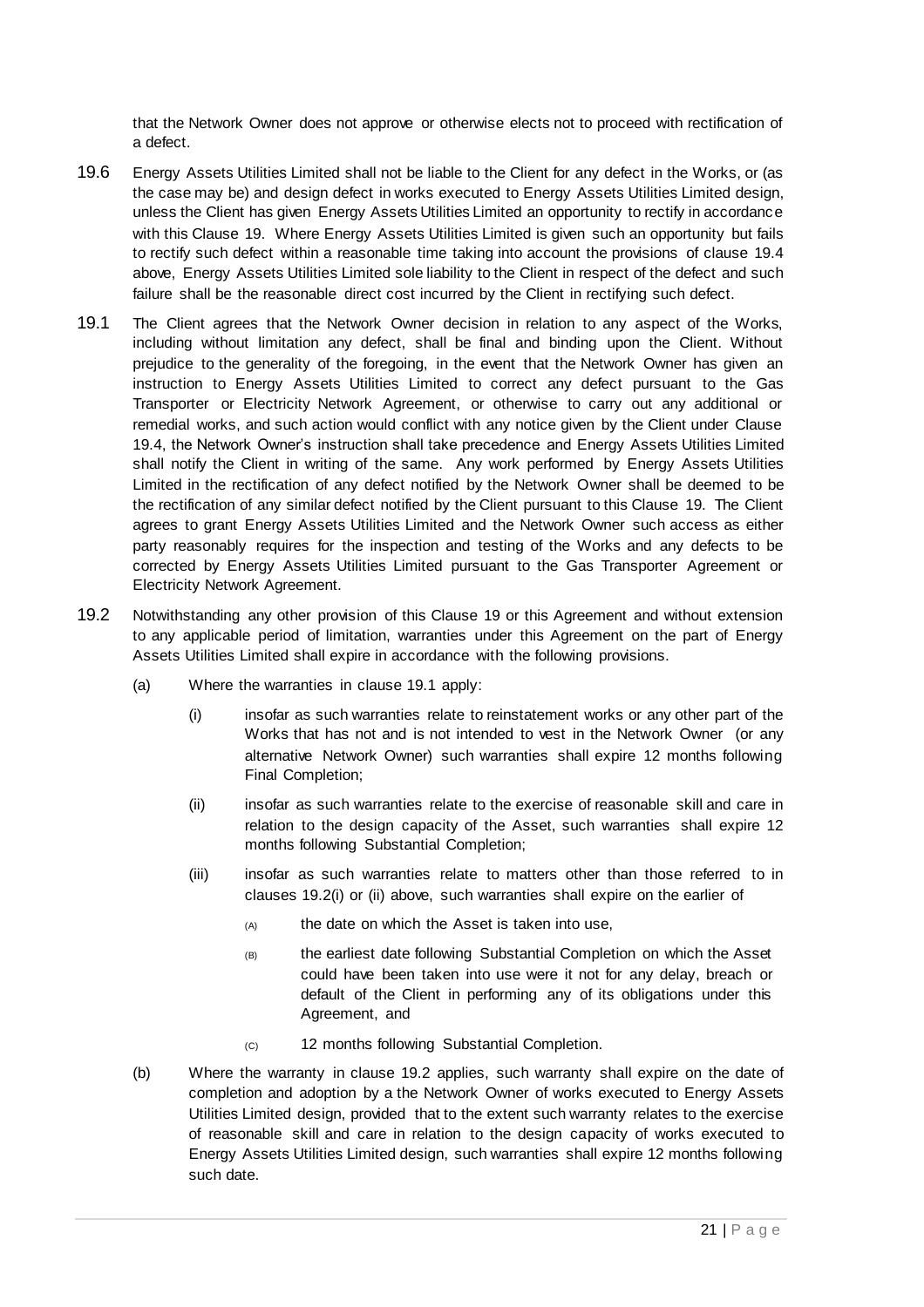that the Network Owner does not approve or otherwise elects not to proceed with rectification of a defect.

19.6 Energy Assets Utilities Limited shall not be liable to the Client for any defect in the Works, or (as the case may be) and design defect in works executed to Energy Assets Utilities Limited design, unless the Client has given Energy Assets Utilities Limited an opportunity to rectify in accordance with this Clause 19. Where Energy Assets Utilities Limited is given such an opportunity but fails to rectify such defect within a reasonable time taking into account the provisions of clause 19.4 above, Energy Assets Utilities Limited sole liability to the Client in respect of the defect and such failure shall be the reasonable direct cost incurred by the Client in rectifying such defect.

19.1 The Client agrees that the Network Owner decision in relation to any aspect of the Works, including without limitation any defect, shall be final and binding upon the Client. Without prejudice to the generality of the foregoing, in the event that the Network Owner has given an instruction to Energy Assets Utilities Limited to correct any defect pursuant to the Gas Transporter or Electricity Network Agreement, or otherwise to carry out any additional or remedial works, and such action would conflict with any notice given by the Client under Clause 19.4, the Network Owner's instruction shall take precedence and Energy Assets Utilities Limited shall notify the Client in writing of the same. Any work performed by Energy Assets Utilities Limited in the rectification of any defect notified by the Network Owner shall be deemed to be the rectification of any similar defect notified by the Client pursuant to this Clause 19. The Client agrees to grant Energy Assets Utilities Limited and the Network Owner such access as either party reasonably requires for the inspection and testing of the Works and any defects to be corrected by Energy Assets Utilities Limited pursuant to the Gas Transporter Agreement or Electricity Network Agreement.

19.2 Notwithstanding any other provision of this Clause 19 or this Agreement and without extension to any applicable period of limitation, warranties under this Agreement on the part of Energy Assets Utilities Limited shall expire in accordance with the following provisions.

(a) Where the warranties in clause 19.1 apply:

(i) insofar as such warranties relate to reinstatement works or any other part of the Works that has not and is not intended to vest in the Network Owner (or any alternative Network Owner) such warranties shall expire 12 months following Final Completion;

(ii) insofar as such warranties relate to the exercise of reasonable skill and care in relation to the design capacity of the Asset, such warranties shall expire 12 months following Substantial Completion;

(iii) insofar as such warranties relate to matters other than those referred to in clauses 19.2(i) or (ii) above, such warranties shall expire on the earlier of

(A) the date on which the Asset is taken into use,

(B) the earliest date following Substantial Completion on which the Asset could have been taken into use were it not for any delay, breach or default of the Client in performing any of its obligations under this Agreement, and

(C) 12 months following Substantial Completion.

(b) Where the warranty in clause 19.2 applies, such warranty shall expire on the date of completion and adoption by a the Network Owner of works executed to Energy Assets Utilities Limited design, provided that to the extent such warranty relates to the exercise of reasonable skill and care in relation to the design capacity of works executed to Energy Assets Utilities Limited design, such warranties shall expire 12 months following such date.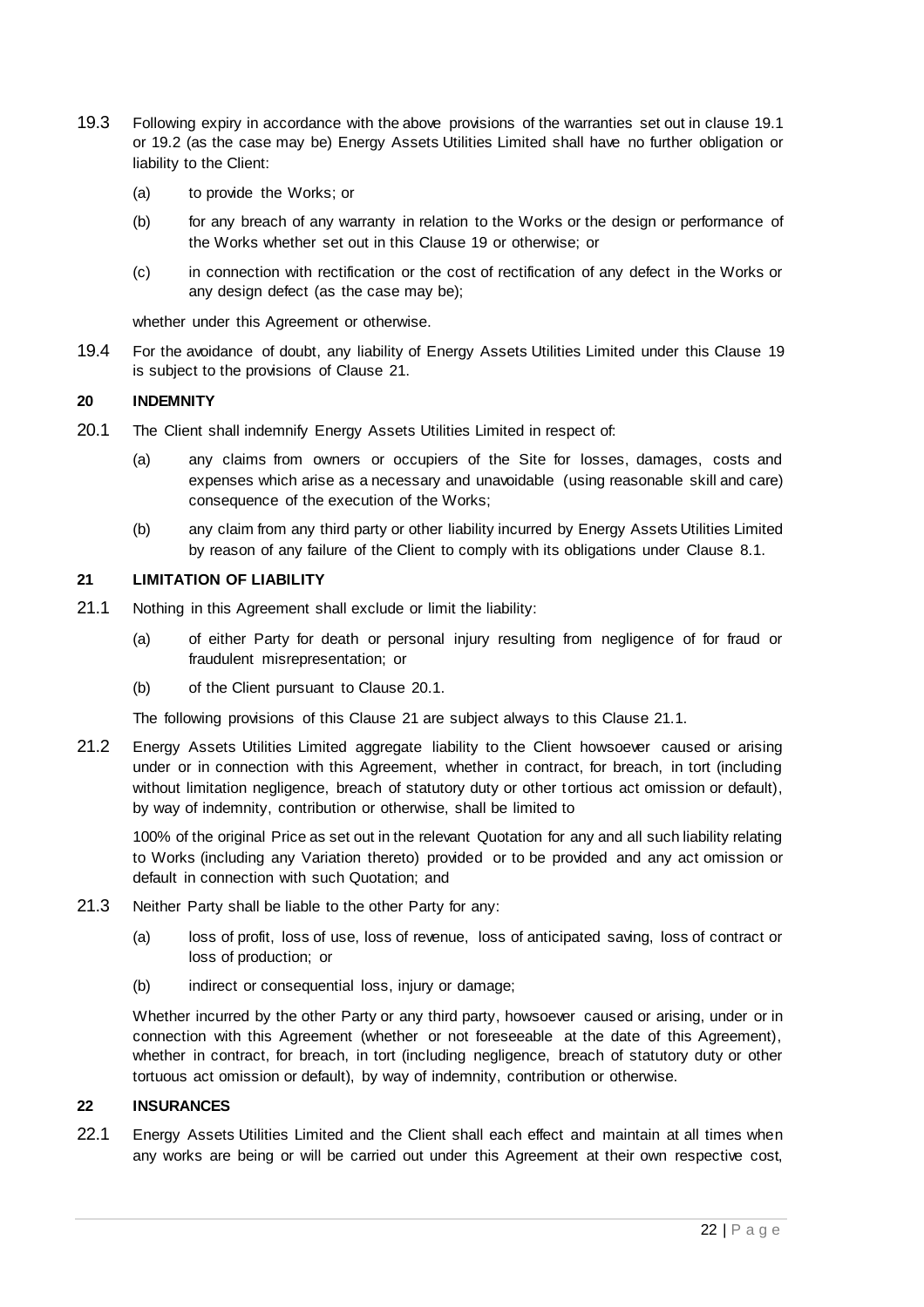19.3 Following expiry in accordance with the above provisions of the warranties set out in clause 19.1 or 19.2 (as the case may be) Energy Assets Utilities Limited shall have no further obligation or liability to the Client:

(a) to provide the Works; or

(b) for any breach of any warranty in relation to the Works or the design or performance of the Works whether set out in this Clause 19 or otherwise; or

(c) in connection with rectification or the cost of rectification of any defect in the Works or any design defect (as the case may be);

whether under this Agreement or otherwise.

19.4 For the avoidance of doubt, any liability of Energy Assets Utilities Limited under this Clause 19 is subject to the provisions of Clause 21.

## 20 INDEMNITY

20.1 The Client shall indemnify Energy Assets Utilities Limited in respect of:

(a) any claims from owners or occupiers of the Site for losses, damages, costs and expenses which arise as a necessary and unavoidable (using reasonable skill and care) consequence of the execution of the Works;

(b) any claim from any third party or other liability incurred by Energy Assets Utilities Limited by reason of any failure of the Client to comply with its obligations under Clause 8.1.

## 21 LIMITATION OF LIABILITY

21.1 Nothing in this Agreement shall exclude or limit the liability:

(a) of either Party for death or personal injury resulting from negligence of for fraud or fraudulent misrepresentation; or

(b) of the Client pursuant to Clause 20.1.

The following provisions of this Clause 21 are subject always to this Clause 21.1.

21.2 Energy Assets Utilities Limited aggregate liability to the Client howsoever caused or arising under or in connection with this Agreement, whether in contract, for breach, in tort (including without limitation negligence, breach of statutory duty or other tortious act omission or default), by way of indemnity, contribution or otherwise, shall be limited to

100% of the original Price as set out in the relevant Quotation for any and all such liability relating to Works (including any Variation thereto) provided or to be provided and any act omission or default in connection with such Quotation; and

21.3 Neither Party shall be liable to the other Party for any:

(a) loss of profit, loss of use, loss of revenue, loss of anticipated saving, loss of contract or loss of production; or

(b) indirect or consequential loss, injury or damage;

Whether incurred by the other Party or any third party, howsoever caused or arising, under or in connection with this Agreement (whether or not foreseeable at the date of this Agreement), whether in contract, for breach, in tort (including negligence, breach of statutory duty or other tortuous act omission or default), by way of indemnity, contribution or otherwise.

## 22 INSURANCES

22.1 Energy Assets Utilities Limited and the Client shall each effect and maintain at all times when any works are being or will be carried out under this Agreement at their own respective cost,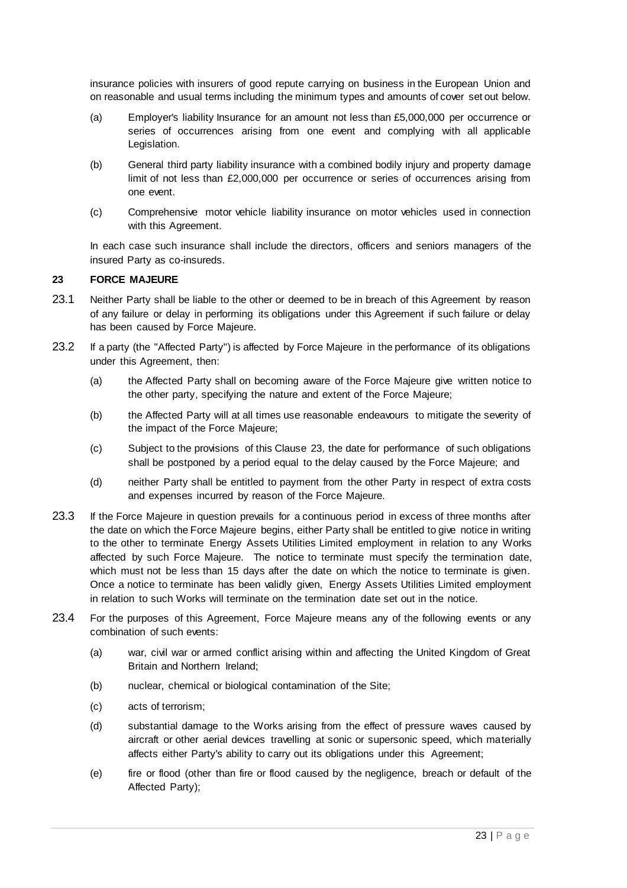insurance policies with insurers of good repute carrying on business in the European Union and on reasonable and usual terms including the minimum types and amounts of cover set out below.

(a) Employer's liability Insurance for an amount not less than £5,000,000 per occurrence or series of occurrences arising from one event and complying with all applicable Legislation.

(b) General third party liability insurance with a combined bodily injury and property damage limit of not less than £2,000,000 per occurrence or series of occurrences arising from one event.

(c) Comprehensive motor vehicle liability insurance on motor vehicles used in connection with this Agreement.

In each case such insurance shall include the directors, officers and seniors managers of the insured Party as co-insureds.

**23 FORCE MAJEURE**

23.1 Neither Party shall be liable to the other or deemed to be in breach of this Agreement by reason of any failure or delay in performing its obligations under this Agreement if such failure or delay has been caused by Force Majeure.

23.2 If a party (the "Affected Party") is affected by Force Majeure in the performance of its obligations under this Agreement, then:

(a) the Affected Party shall on becoming aware of the Force Majeure give written notice to the other party, specifying the nature and extent of the Force Majeure;

(b) the Affected Party will at all times use reasonable endeavours to mitigate the severity of the impact of the Force Majeure;

(c) Subject to the provisions of this Clause 23, the date for performance of such obligations shall be postponed by a period equal to the delay caused by the Force Majeure; and

(d) neither Party shall be entitled to payment from the other Party in respect of extra costs and expenses incurred by reason of the Force Majeure.

23.3 If the Force Majeure in question prevails for a continuous period in excess of three months after the date on which the Force Majeure begins, either Party shall be entitled to give notice in writing to the other to terminate Energy Assets Utilities Limited employment in relation to any Works affected by such Force Majeure. The notice to terminate must specify the termination date, which must not be less than 15 days after the date on which the notice to terminate is given. Once a notice to terminate has been validly given, Energy Assets Utilities Limited employment in relation to such Works will terminate on the termination date set out in the notice.

23.4 For the purposes of this Agreement, Force Majeure means any of the following events or any combination of such events:

(a) war, civil war or armed conflict arising within and affecting the United Kingdom of Great Britain and Northern Ireland;

(b) nuclear, chemical or biological contamination of the Site;

(c) acts of terrorism;

(d) substantial damage to the Works arising from the effect of pressure waves caused by aircraft or other aerial devices travelling at sonic or supersonic speed, which materially affects either Party's ability to carry out its obligations under this Agreement;

(e) fire or flood (other than fire or flood caused by the negligence, breach or default of the Affected Party);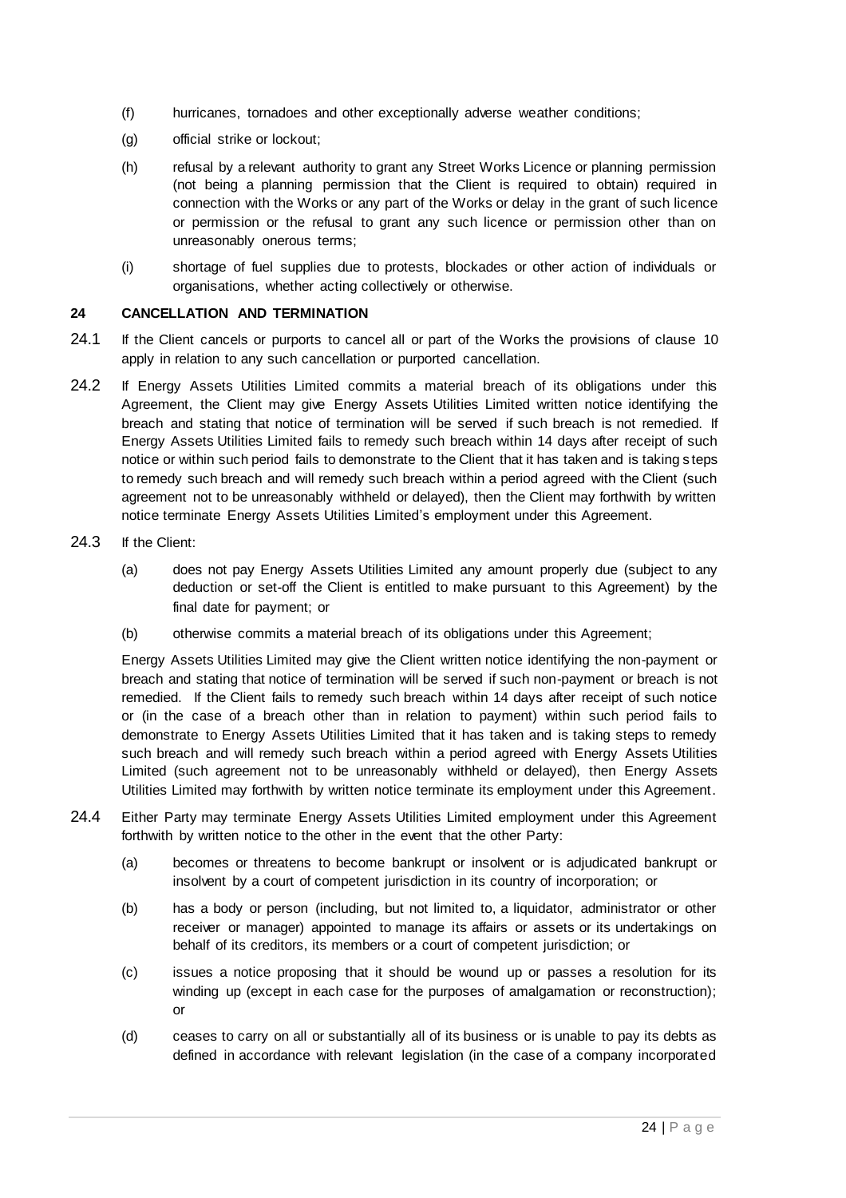(f) hurricanes, tornadoes and other exceptionally adverse weather conditions;

(g) official strike or lockout;

(h) refusal by a relevant authority to grant any Street Works Licence or planning permission (not being a planning permission that the Client is required to obtain) required in connection with the Works or any part of the Works or delay in the grant of such licence or permission or the refusal to grant any such licence or permission other than on unreasonably onerous terms;

(i) shortage of fuel supplies due to protests, blockades or other action of individuals or organisations, whether acting collectively or otherwise.

## 24 CANCELLATION AND TERMINATION

24.1 If the Client cancels or purports to cancel all or part of the Works the provisions of clause 10 apply in relation to any such cancellation or purported cancellation.

24.2 If Energy Assets Utilities Limited commits a material breach of its obligations under this Agreement, the Client may give Energy Assets Utilities Limited written notice identifying the breach and stating that notice of termination will be served if such breach is not remedied. If Energy Assets Utilities Limited fails to remedy such breach within 14 days after receipt of such notice or within such period fails to demonstrate to the Client that it has taken and is taking steps to remedy such breach and will remedy such breach within a period agreed with the Client (such agreement not to be unreasonably withheld or delayed), then the Client may forthwith by written notice terminate Energy Assets Utilities Limited's employment under this Agreement.

24.3 If the Client:

(a) does not pay Energy Assets Utilities Limited any amount properly due (subject to any deduction or set-off the Client is entitled to make pursuant to this Agreement) by the final date for payment; or

(b) otherwise commits a material breach of its obligations under this Agreement;

Energy Assets Utilities Limited may give the Client written notice identifying the non-payment or breach and stating that notice of termination will be served if such non-payment or breach is not remedied. If the Client fails to remedy such breach within 14 days after receipt of such notice or (in the case of a breach other than in relation to payment) within such period fails to demonstrate to Energy Assets Utilities Limited that it has taken and is taking steps to remedy such breach and will remedy such breach within a period agreed with Energy Assets Utilities Limited (such agreement not to be unreasonably withheld or delayed), then Energy Assets Utilities Limited may forthwith by written notice terminate its employment under this Agreement.

24.4 Either Party may terminate Energy Assets Utilities Limited employment under this Agreement forthwith by written notice to the other in the event that the other Party:

(a) becomes or threatens to become bankrupt or insolvent or is adjudicated bankrupt or insolvent by a court of competent jurisdiction in its country of incorporation; or

(b) has a body or person (including, but not limited to, a liquidator, administrator or other receiver or manager) appointed to manage its affairs or assets or its undertakings on behalf of its creditors, its members or a court of competent jurisdiction; or

(c) issues a notice proposing that it should be wound up or passes a resolution for its winding up (except in each case for the purposes of amalgamation or reconstruction); or

(d) ceases to carry on all or substantially all of its business or is unable to pay its debts as defined in accordance with relevant legislation (in the case of a company incorporated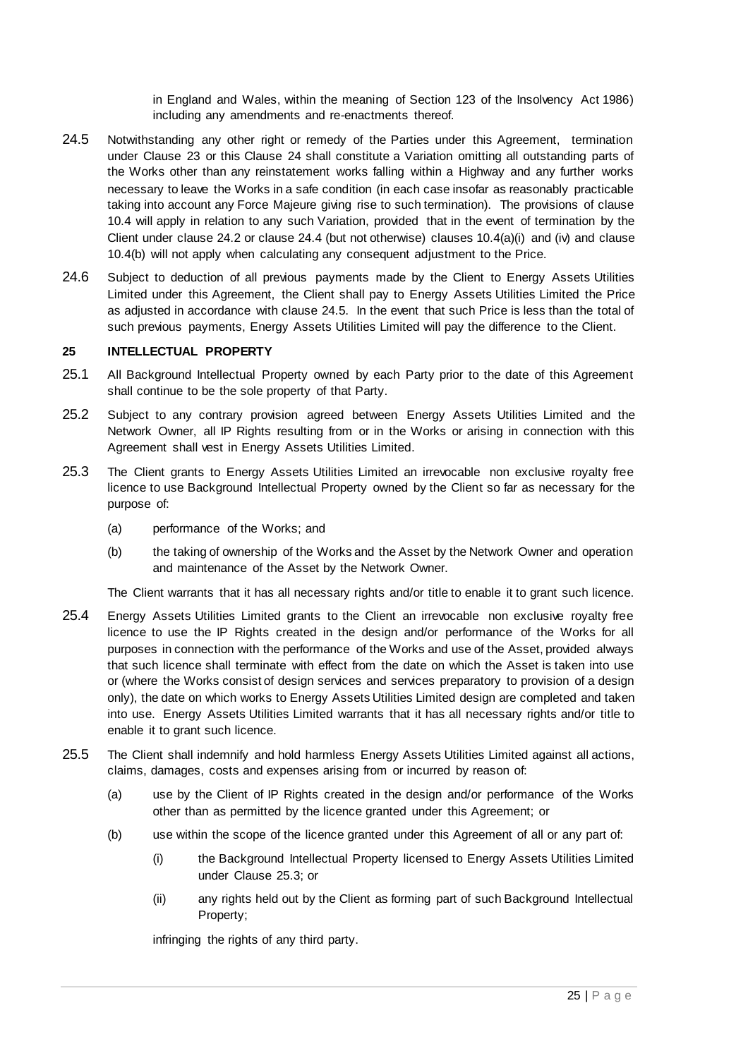in England and Wales, within the meaning of Section 123 of the Insolvency Act 1986) including any amendments and re-enactments thereof.

24.5 Notwithstanding any other right or remedy of the Parties under this Agreement, termination under Clause 23 or this Clause 24 shall constitute a Variation omitting all outstanding parts of the Works other than any reinstatement works falling within a Highway and any further works necessary to leave the Works in a safe condition (in each case insofar as reasonably practicable taking into account any Force Majeure giving rise to such termination). The provisions of clause 10.4 will apply in relation to any such Variation, provided that in the event of termination by the Client under clause 24.2 or clause 24.4 (but not otherwise) clauses 10.4(a)(i) and (iv) and clause 10.4(b) will not apply when calculating any consequent adjustment to the Price.

24.6 Subject to deduction of all previous payments made by the Client to Energy Assets Utilities Limited under this Agreement, the Client shall pay to Energy Assets Utilities Limited the Price as adjusted in accordance with clause 24.5. In the event that such Price is less than the total of such previous payments, Energy Assets Utilities Limited will pay the difference to the Client.

## 25 INTELLECTUAL PROPERTY

25.1 All Background Intellectual Property owned by each Party prior to the date of this Agreement shall continue to be the sole property of that Party.

25.2 Subject to any contrary provision agreed between Energy Assets Utilities Limited and the Network Owner, all IP Rights resulting from or in the Works or arising in connection with this Agreement shall vest in Energy Assets Utilities Limited.

25.3 The Client grants to Energy Assets Utilities Limited an irrevocable non exclusive royalty free licence to use Background Intellectual Property owned by the Client so far as necessary for the purpose of:

(a) performance of the Works; and

(b) the taking of ownership of the Works and the Asset by the Network Owner and operation and maintenance of the Asset by the Network Owner.

The Client warrants that it has all necessary rights and/or title to enable it to grant such licence.

25.4 Energy Assets Utilities Limited grants to the Client an irrevocable non exclusive royalty free licence to use the IP Rights created in the design and/or performance of the Works for all purposes in connection with the performance of the Works and use of the Asset, provided always that such licence shall terminate with effect from the date on which the Asset is taken into use or (where the Works consist of design services and services preparatory to provision of a design only), the date on which works to Energy Assets Utilities Limited design are completed and taken into use. Energy Assets Utilities Limited warrants that it has all necessary rights and/or title to enable it to grant such licence.

25.5 The Client shall indemnify and hold harmless Energy Assets Utilities Limited against all actions, claims, damages, costs and expenses arising from or incurred by reason of:

(a) use by the Client of IP Rights created in the design and/or performance of the Works other than as permitted by the licence granted under this Agreement; or

(b) use within the scope of the licence granted under this Agreement of all or any part of:

(i) the Background Intellectual Property licensed to Energy Assets Utilities Limited under Clause 25.3; or

(ii) any rights held out by the Client as forming part of such Background Intellectual Property;

infringing the rights of any third party.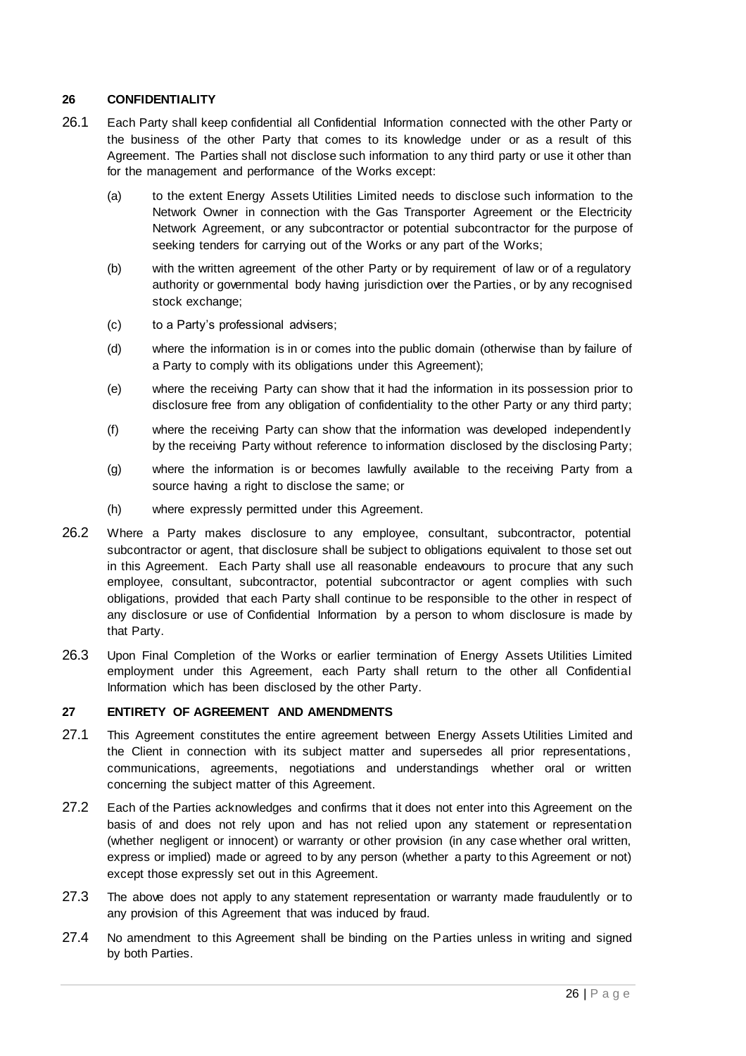## 26 CONFIDENTIALITY

26.1 Each Party shall keep confidential all Confidential Information connected with the other Party or the business of the other Party that comes to its knowledge under or as a result of this Agreement. The Parties shall not disclose such information to any third party or use it other than for the management and performance of the Works except:

(a) to the extent Energy Assets Utilities Limited needs to disclose such information to the Network Owner in connection with the Gas Transporter Agreement or the Electricity Network Agreement, or any subcontractor or potential subcontractor for the purpose of seeking tenders for carrying out of the Works or any part of the Works;

(b) with the written agreement of the other Party or by requirement of law or of a regulatory authority or governmental body having jurisdiction over the Parties, or by any recognised stock exchange;

(c) to a Party's professional advisers;

(d) where the information is in or comes into the public domain (otherwise than by failure of a Party to comply with its obligations under this Agreement);

(e) where the receiving Party can show that it had the information in its possession prior to disclosure free from any obligation of confidentiality to the other Party or any third party;

(f) where the receiving Party can show that the information was developed independently by the receiving Party without reference to information disclosed by the disclosing Party;

(g) where the information is or becomes lawfully available to the receiving Party from a source having a right to disclose the same; or

(h) where expressly permitted under this Agreement.

26.2 Where a Party makes disclosure to any employee, consultant, subcontractor, potential subcontractor or agent, that disclosure shall be subject to obligations equivalent to those set out in this Agreement. Each Party shall use all reasonable endeavours to procure that any such employee, consultant, subcontractor, potential subcontractor or agent complies with such obligations, provided that each Party shall continue to be responsible to the other in respect of any disclosure or use of Confidential Information by a person to whom disclosure is made by that Party.

26.3 Upon Final Completion of the Works or earlier termination of Energy Assets Utilities Limited employment under this Agreement, each Party shall return to the other all Confidential Information which has been disclosed by the other Party.

## 27 ENTIRETY OF AGREEMENT AND AMENDMENTS

27.1 This Agreement constitutes the entire agreement between Energy Assets Utilities Limited and the Client in connection with its subject matter and supersedes all prior representations, communications, agreements, negotiations and understandings whether oral or written concerning the subject matter of this Agreement.

27.2 Each of the Parties acknowledges and confirms that it does not enter into this Agreement on the basis of and does not rely upon and has not relied upon any statement or representation (whether negligent or innocent) or warranty or other provision (in any case whether oral written, express or implied) made or agreed to by any person (whether a party to this Agreement or not) except those expressly set out in this Agreement.

27.3 The above does not apply to any statement representation or warranty made fraudulently or to any provision of this Agreement that was induced by fraud.

27.4 No amendment to this Agreement shall be binding on the Parties unless in writing and signed by both Parties.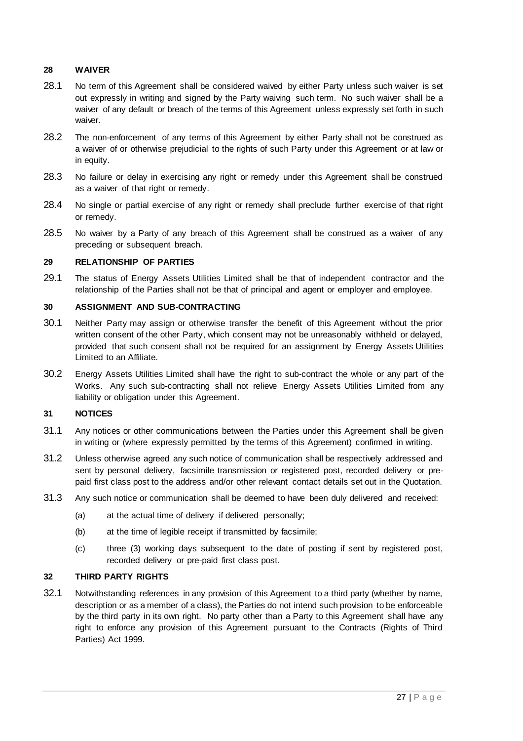## 28 WAIVER

28.1 No term of this Agreement shall be considered waived by either Party unless such waiver is set out expressly in writing and signed by the Party waiving such term. No such waiver shall be a waiver of any default or breach of the terms of this Agreement unless expressly set forth in such waiver.

28.2 The non-enforcement of any terms of this Agreement by either Party shall not be construed as a waiver of or otherwise prejudicial to the rights of such Party under this Agreement or at law or in equity.

28.3 No failure or delay in exercising any right or remedy under this Agreement shall be construed as a waiver of that right or remedy.

28.4 No single or partial exercise of any right or remedy shall preclude further exercise of that right or remedy.

28.5 No waiver by a Party of any breach of this Agreement shall be construed as a waiver of any preceding or subsequent breach.

## 29 RELATIONSHIP OF PARTIES

29.1 The status of Energy Assets Utilities Limited shall be that of independent contractor and the relationship of the Parties shall not be that of principal and agent or employer and employee.

## 30 ASSIGNMENT AND SUB-CONTRACTING

30.1 Neither Party may assign or otherwise transfer the benefit of this Agreement without the prior written consent of the other Party, which consent may not be unreasonably withheld or delayed, provided that such consent shall not be required for an assignment by Energy Assets Utilities Limited to an Affiliate.

30.2 Energy Assets Utilities Limited shall have the right to sub-contract the whole or any part of the Works. Any such sub-contracting shall not relieve Energy Assets Utilities Limited from any liability or obligation under this Agreement.

## 31 NOTICES

31.1 Any notices or other communications between the Parties under this Agreement shall be given in writing or (where expressly permitted by the terms of this Agreement) confirmed in writing.

31.2 Unless otherwise agreed any such notice of communication shall be respectively addressed and sent by personal delivery, facsimile transmission or registered post, recorded delivery or pre-paid first class post to the address and/or other relevant contact details set out in the Quotation.

31.3 Any such notice or communication shall be deemed to have been duly delivered and received:

(a) at the actual time of delivery if delivered personally;

(b) at the time of legible receipt if transmitted by facsimile;

(c) three (3) working days subsequent to the date of posting if sent by registered post, recorded delivery or pre-paid first class post.

## 32 THIRD PARTY RIGHTS

32.1 Notwithstanding references in any provision of this Agreement to a third party (whether by name, description or as a member of a class), the Parties do not intend such provision to be enforceable by the third party in its own right. No party other than a Party to this Agreement shall have any right to enforce any provision of this Agreement pursuant to the Contracts (Rights of Third Parties) Act 1999.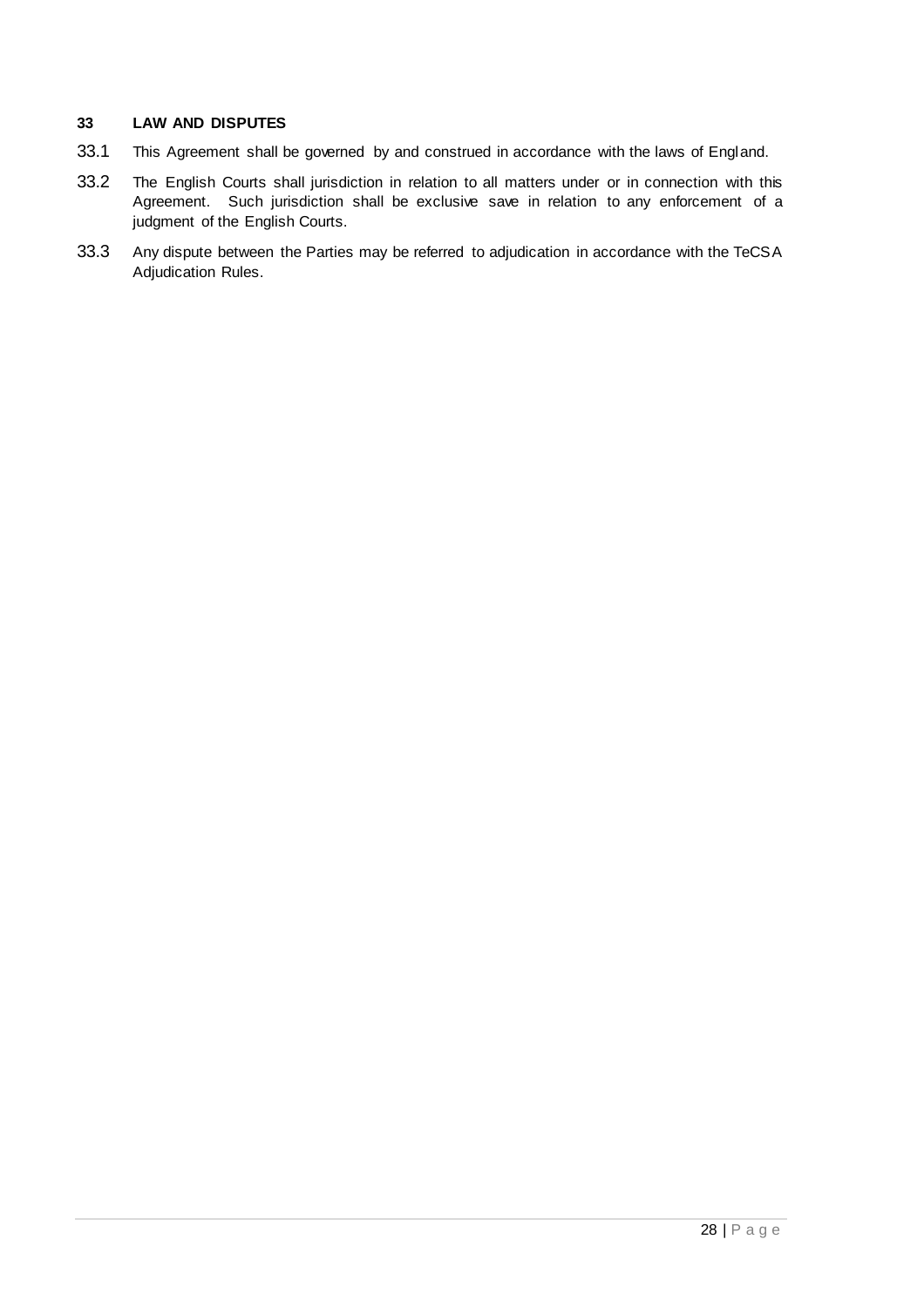### 33 LAW AND DISPUTES

33.1 This Agreement shall be governed by and construed in accordance with the laws of England.

33.2 The English Courts shall jurisdiction in relation to all matters under or in connection with this Agreement. Such jurisdiction shall be exclusive save in relation to any enforcement of a judgment of the English Courts.

33.3 Any dispute between the Parties may be referred to adjudication in accordance with the TeCSA Adjudication Rules.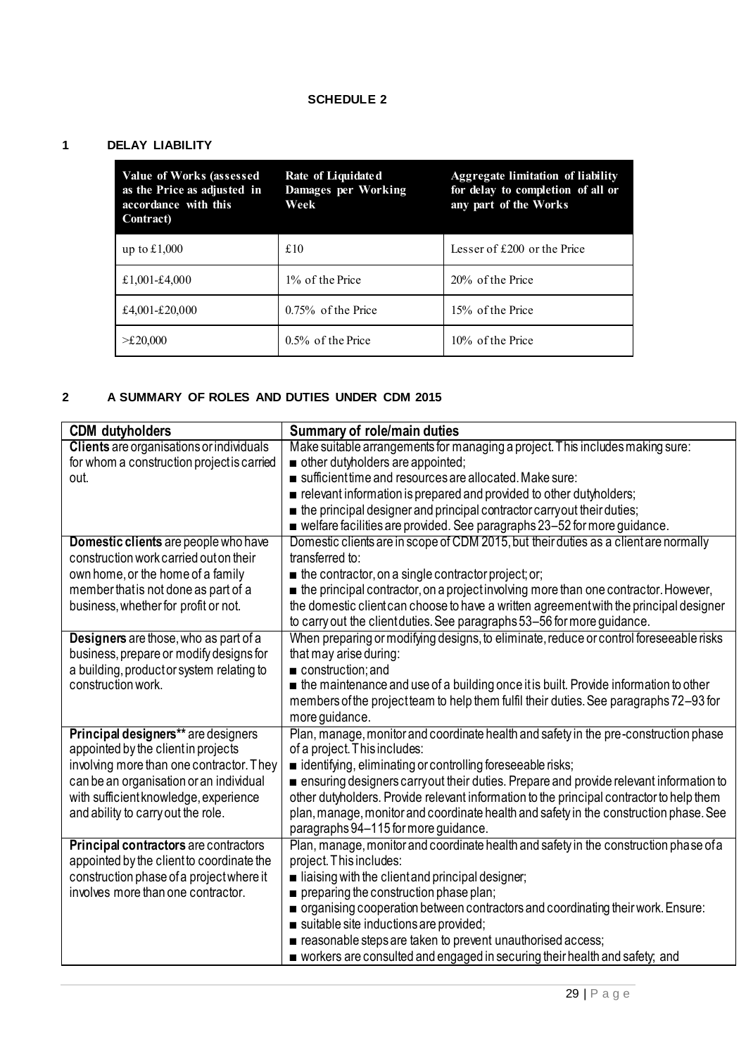# SCHEDULE 2

## 1 DELAY LIABILITY

| Value of Works (assessed as the Price as adjusted in accordance with this Contract) | Rate of Liquidated Damages per Working Week | Aggregate limitation of liability for delay to completion of all or any part of the Works |
|---|---|---|
| up to £1,000 | £10 | Lesser of £200 or the Price |
| £1,001-£4,000 | 1% of the Price | 20% of the Price |
| £4,001-£20,000 | 0.75% of the Price | 15% of the Price |
| >£20,000 | 0.5% of the Price | 10% of the Price |

## 2 A SUMMARY OF ROLES AND DUTIES UNDER CDM 2015

| CDM dutyholders | Summary of role/main duties |
|---|---|
| **Clients** are organisations or individuals for whom a construction project is carried out. | Make suitable arrangements for managing a project. This includes making sure: ■ other dutyholders are appointed; ■ sufficient time and resources are allocated. Make sure: ■ relevant information is prepared and provided to other dutyholders; ■ the principal designer and principal contractor carry out their duties; ■ welfare facilities are provided. See paragraphs 23–52 for more guidance. |
| **Domestic clients** are people who have construction work carried out on their own home, or the home of a family member that is not done as part of a business, whether for profit or not. | Domestic clients are in scope of CDM 2015, but their duties as a client are normally transferred to: ■ the contractor, on a single contractor project; or; ■ the principal contractor, on a project involving more than one contractor. However, the domestic client can choose to have a written agreement with the principal designer to carry out the client duties. See paragraphs 53–56 for more guidance. |
| **Designers** are those, who as part of a business, prepare or modify designs for a building, product or system relating to construction work. | When preparing or modifying designs, to eliminate, reduce or control foreseeable risks that may arise during: ■ construction; and ■ the maintenance and use of a building once it is built. Provide information to other members of the project team to help them fulfil their duties. See paragraphs 72–93 for more guidance. |
| **Principal designers**** are designers appointed by the client in projects involving more than one contractor. They can be an organisation or an individual with sufficient knowledge, experience and ability to carry out the role. | Plan, manage, monitor and coordinate health and safety in the pre-construction phase of a project. This includes: ■ identifying, eliminating or controlling foreseeable risks; ■ ensuring designers carry out their duties. Prepare and provide relevant information to other dutyholders. Provide relevant information to the principal contractor to help them plan, manage, monitor and coordinate health and safety in the construction phase. See paragraphs 94–115 for more guidance. |
| **Principal contractors** are contractors appointed by the client to coordinate the construction phase of a project where it involves more than one contractor. | Plan, manage, monitor and coordinate health and safety in the construction phase of a project. This includes: ■ liaising with the client and principal designer; ■ preparing the construction phase plan; ■ organising cooperation between contractors and coordinating their work. Ensure: ■ suitable site inductions are provided; ■ reasonable steps are taken to prevent unauthorised access; ■ workers are consulted and engaged in securing their health and safety; and |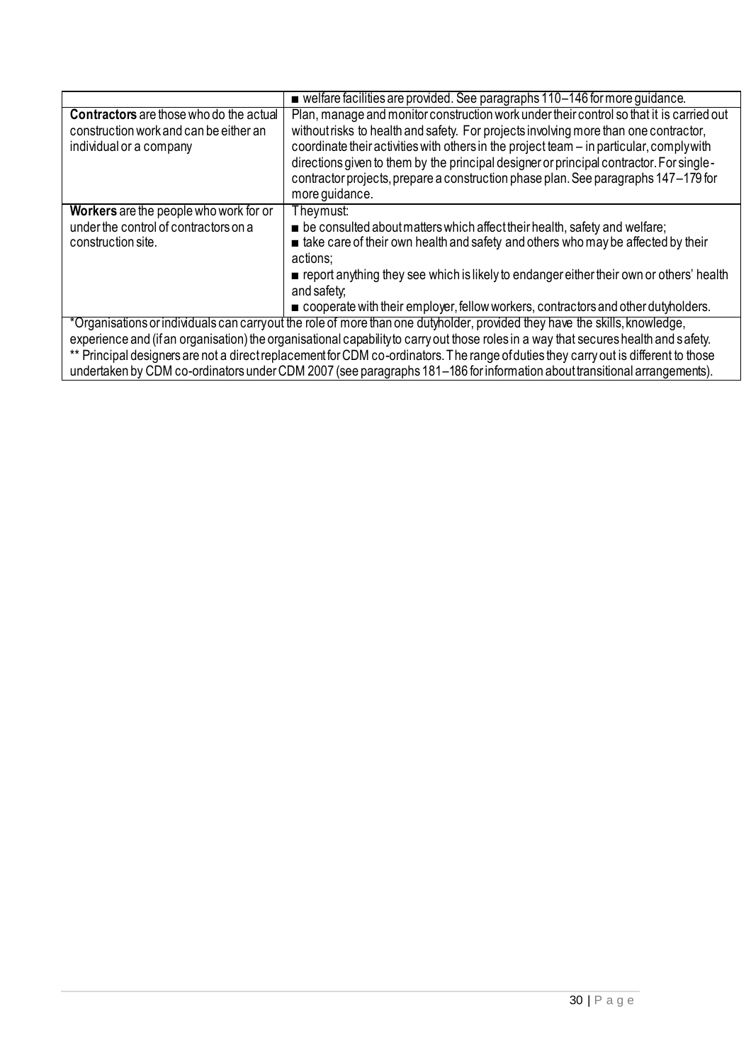| | |
|---|---|
| | ■ welfare facilities are provided. See paragraphs 110–146 for more guidance. |
| **Contractors** are those who do the actual construction work and can be either an individual or a company | Plan, manage and monitor construction work under their control so that it is carried out without risks to health and safety. For projects involving more than one contractor, coordinate their activities with others in the project team – in particular, comply with directions given to them by the principal designer or principal contractor. For single-contractor projects, prepare a construction phase plan. See paragraphs 147–179 for more guidance. |
| **Workers** are the people who work for or under the control of contractors on a construction site. | They must:<br>■ be consulted about matters which affect their health, safety and welfare;<br>■ take care of their own health and safety and others who may be affected by their actions;<br>■ report anything they see which is likely to endanger either their own or others' health and safety;<br>■ cooperate with their employer, fellow workers, contractors and other dutyholders. |

*Organisations or individuals can carry out the role of more than one dutyholder, provided they have the skills, knowledge, experience and (if an organisation) the organisational capability to carry out those roles in a way that secures health and safety.
** Principal designers are not a direct replacement for CDM co-ordinators. The range of duties they carry out is different to those undertaken by CDM co-ordinators under CDM 2007 (see paragraphs 181–186 for information about transitional arrangements).